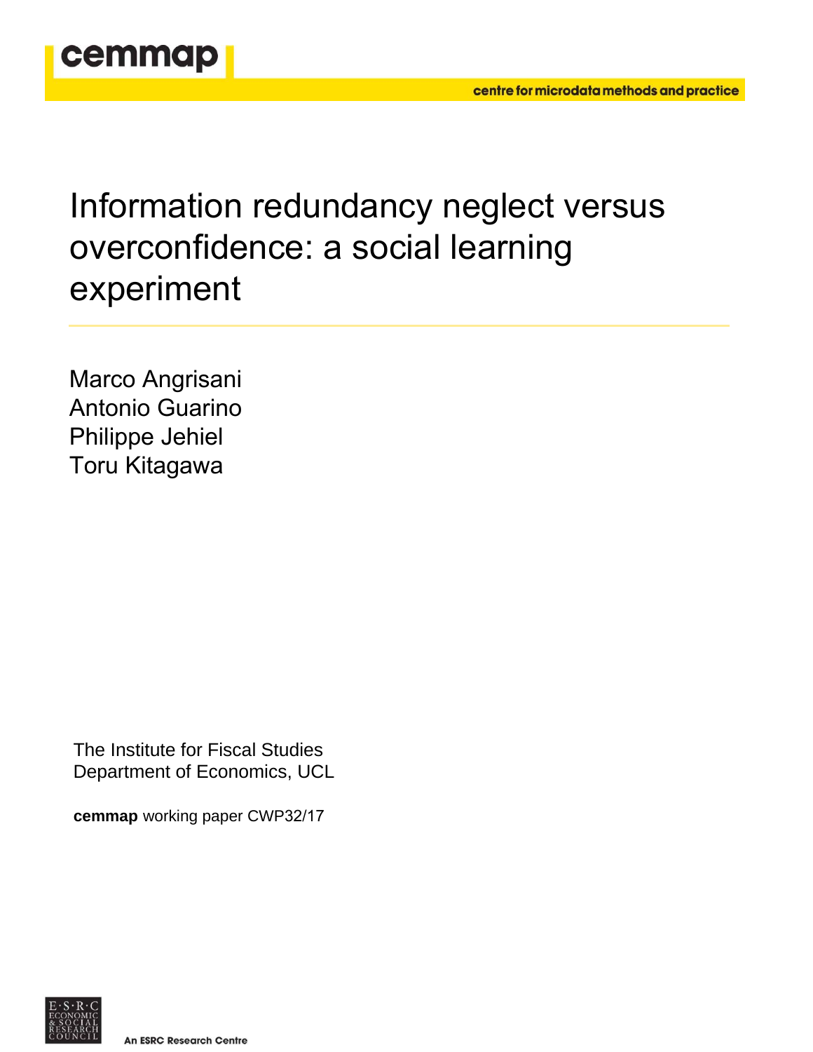cemmap

centre for microdata methods and practice

# Information redundancy neglect versus overconfidence: a social learning experiment

Marco Angrisani
Antonio Guarino
Philippe Jehiel
Toru Kitagawa

The Institute for Fiscal Studies
Department of Economics, UCL

**cemmap** working paper CWP32/17

E·S·R·C ECONOMIC & SOCIAL RESEARCH COUNCIL

An ESRC Research Centre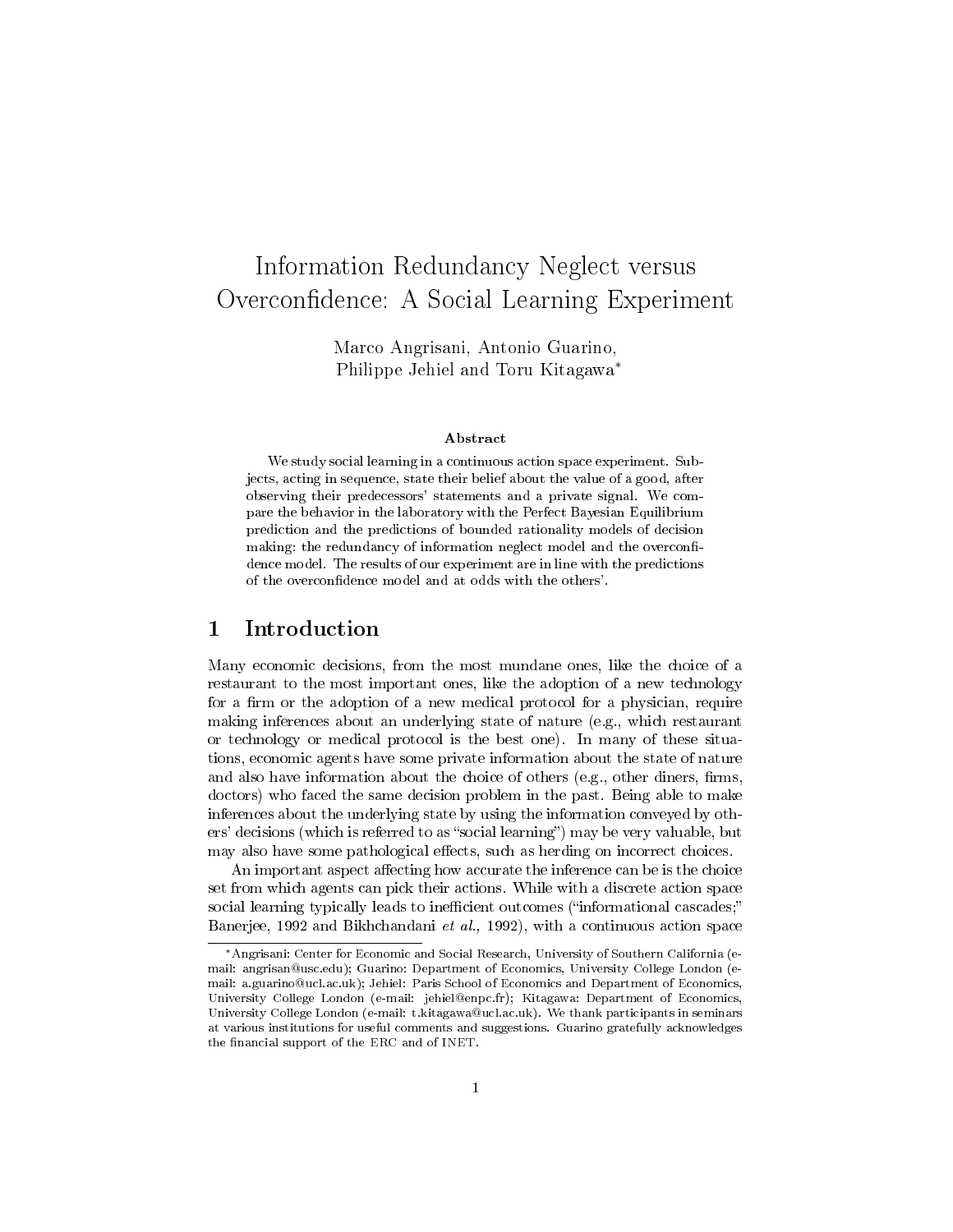# Information Redundancy Neglect versus Overconfidence: A Social Learning Experiment

Marco Angrisani, Antonio Guarino, Philippe Jehiel and Toru Kitagawa*

**Abstract**

We study social learning in a continuous action space experiment. Subjects, acting in sequence, state their belief about the value of a good, after observing their predecessors' statements and a private signal. We compare the behavior in the laboratory with the Perfect Bayesian Equilibrium prediction and the predictions of bounded rationality models of decision making: the redundancy of information neglect model and the overconfidence model. The results of our experiment are in line with the predictions of the overconfidence model and at odds with the others'.

## 1 Introduction

Many economic decisions, from the most mundane ones, like the choice of a restaurant to the most important ones, like the adoption of a new technology for a firm or the adoption of a new medical protocol for a physician, require making inferences about an underlying state of nature (e.g., which restaurant or technology or medical protocol is the best one). In many of these situations, economic agents have some private information about the state of nature and also have information about the choice of others (e.g., other diners, firms, doctors) who faced the same decision problem in the past. Being able to make inferences about the underlying state by using the information conveyed by others' decisions (which is referred to as "social learning") may be very valuable, but may also have some pathological effects, such as herding on incorrect choices.

An important aspect affecting how accurate the inference can be is the choice set from which agents can pick their actions. While with a discrete action space social learning typically leads to inefficient outcomes ("informational cascades;" Banerjee, 1992 and Bikhchandani *et al.,* 1992), with a continuous action space

*Angrisani: Center for Economic and Social Research, University of Southern California (e-mail: angrisan@usc.edu); Guarino: Department of Economics, University College London (e-mail: a.guarino@ucl.ac.uk); Jehiel: Paris School of Economics and Department of Economics, University College London (e-mail: jehiel@enpc.fr); Kitagawa: Department of Economics, University College London (e-mail: t.kitagawa@ucl.ac.uk). We thank participants in seminars at various institutions for useful comments and suggestions. Guarino gratefully acknowledges the financial support of the ERC and of INET.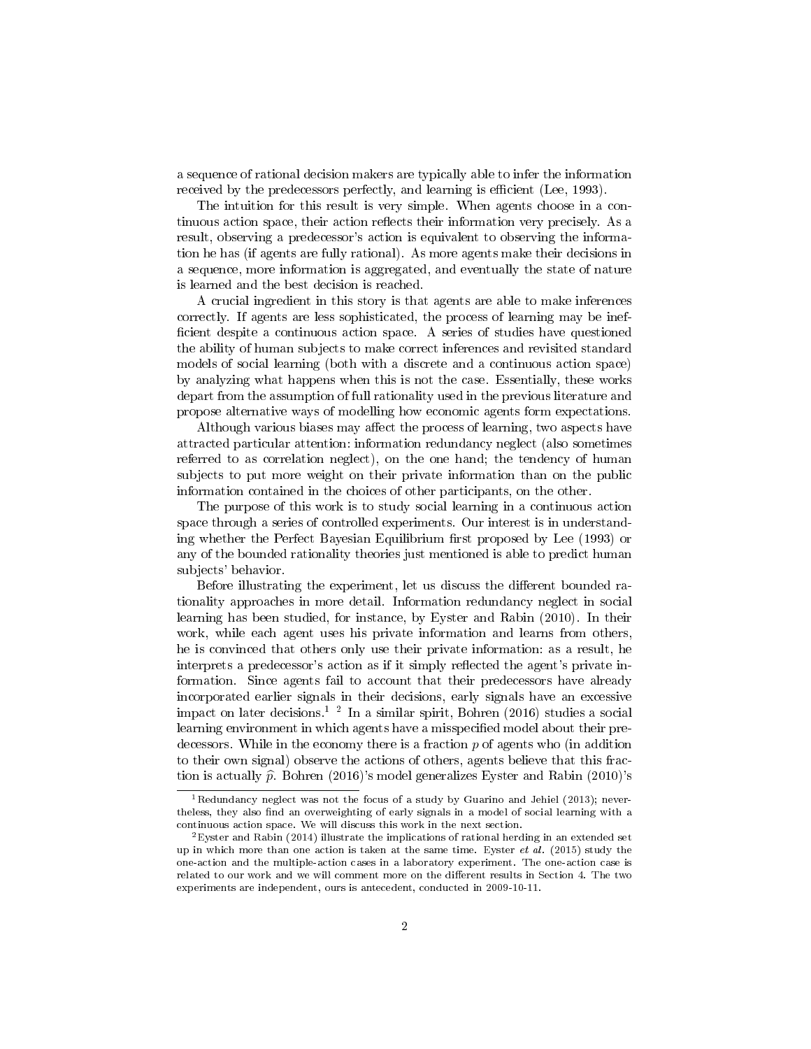a sequence of rational decision makers are typically able to infer the information received by the predecessors perfectly, and learning is efficient (Lee, 1993).

The intuition for this result is very simple. When agents choose in a continuous action space, their action reflects their information very precisely. As a result, observing a predecessor's action is equivalent to observing the information he has (if agents are fully rational). As more agents make their decisions in a sequence, more information is aggregated, and eventually the state of nature is learned and the best decision is reached.

A crucial ingredient in this story is that agents are able to make inferences correctly. If agents are less sophisticated, the process of learning may be inefficient despite a continuous action space. A series of studies have questioned the ability of human subjects to make correct inferences and revisited standard models of social learning (both with a discrete and a continuous action space) by analyzing what happens when this is not the case. Essentially, these works depart from the assumption of full rationality used in the previous literature and propose alternative ways of modelling how economic agents form expectations.

Although various biases may affect the process of learning, two aspects have attracted particular attention: information redundancy neglect (also sometimes referred to as correlation neglect), on the one hand; the tendency of human subjects to put more weight on their private information than on the public information contained in the choices of other participants, on the other.

The purpose of this work is to study social learning in a continuous action space through a series of controlled experiments. Our interest is in understanding whether the Perfect Bayesian Equilibrium first proposed by Lee (1993) or any of the bounded rationality theories just mentioned is able to predict human subjects' behavior.

Before illustrating the experiment, let us discuss the different bounded rationality approaches in more detail. Information redundancy neglect in social learning has been studied, for instance, by Eyster and Rabin (2010). In their work, while each agent uses his private information and learns from others, he is convinced that others only use their private information: as a result, he interprets a predecessor's action as if it simply reflected the agent's private information. Since agents fail to account that their predecessors have already incorporated earlier signals in their decisions, early signals have an excessive impact on later decisions.[1] [2] In a similar spirit, Bohren (2016) studies a social learning environment in which agents have a misspecified model about their predecessors. While in the economy there is a fraction $p$ of agents who (in addition to their own signal) observe the actions of others, agents believe that this fraction is actually $\widehat{p}$. Bohren (2016)'s model generalizes Eyster and Rabin (2010)'s

[1] Redundancy neglect was not the focus of a study by Guarino and Jehiel (2013); nevertheless, they also find an overweighting of early signals in a model of social learning with a continuous action space. We will discuss this work in the next section.

[2] Eyster and Rabin (2014) illustrate the implications of rational herding in an extended set up in which more than one action is taken at the same time. Eyster *et al.* (2015) study the one-action and the multiple-action cases in a laboratory experiment. The one-action case is related to our work and we will comment more on the different results in Section 4. The two experiments are independent, ours is antecedent, conducted in 2009-10-11.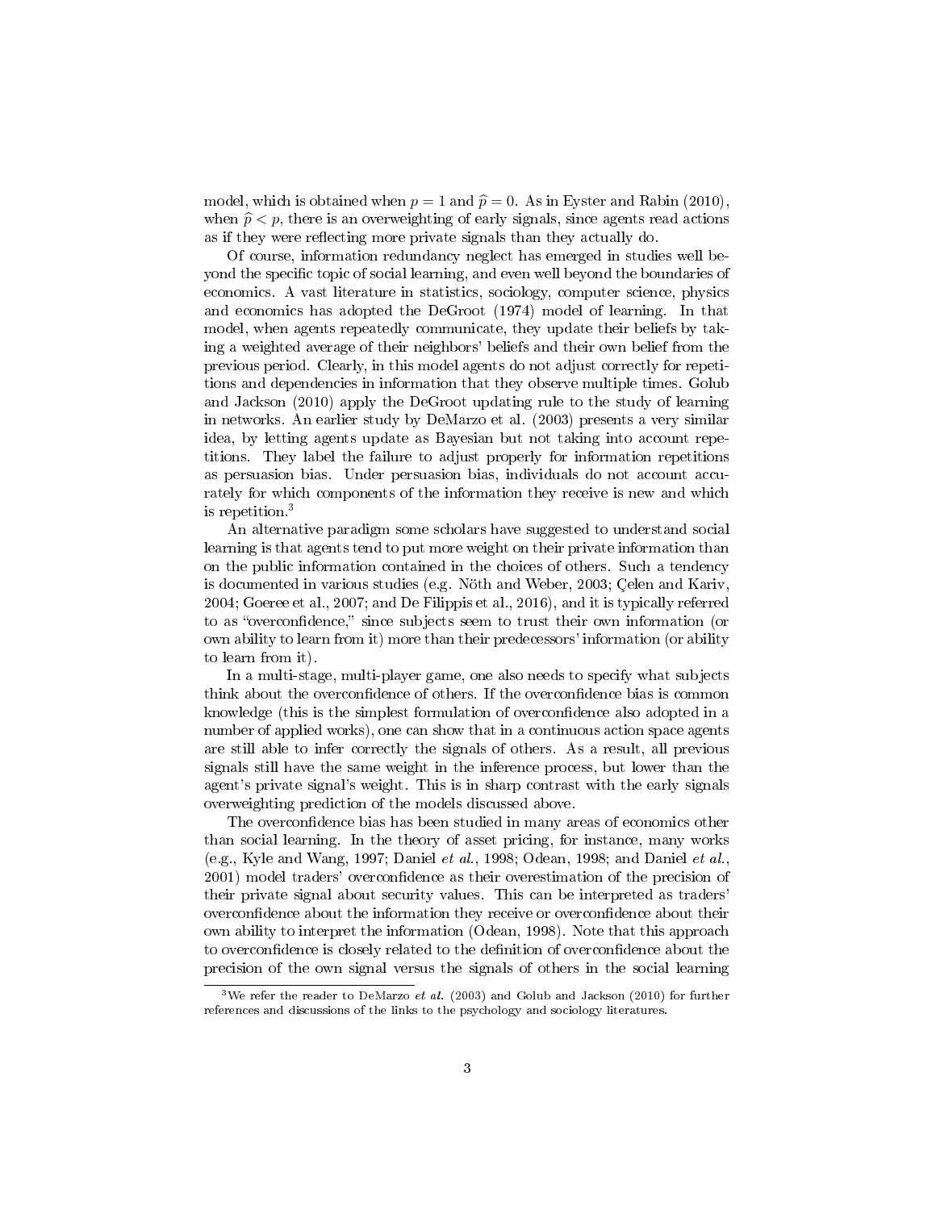model, which is obtained when $p = 1$ and $\widehat{p} = 0$. As in Eyster and Rabin (2010), when $\widehat{p} < p$, there is an overweighting of early signals, since agents read actions as if they were reflecting more private signals than they actually do.

Of course, information redundancy neglect has emerged in studies well beyond the specific topic of social learning, and even well beyond the boundaries of economics. A vast literature in statistics, sociology, computer science, physics and economics has adopted the DeGroot (1974) model of learning. In that model, when agents repeatedly communicate, they update their beliefs by taking a weighted average of their neighbors' beliefs and their own belief from the previous period. Clearly, in this model agents do not adjust correctly for repetitions and dependencies in information that they observe multiple times. Golub and Jackson (2010) apply the DeGroot updating rule to the study of learning in networks. An earlier study by DeMarzo et al. (2003) presents a very similar idea, by letting agents update as Bayesian but not taking into account repetitions. They label the failure to adjust properly for information repetitions as persuasion bias. Under persuasion bias, individuals do not account accurately for which components of the information they receive is new and which is repetition.[3]

An alternative paradigm some scholars have suggested to understand social learning is that agents tend to put more weight on their private information than on the public information contained in the choices of others. Such a tendency is documented in various studies (e.g. Nöth and Weber, 2003; Çelen and Kariv, 2004; Goeree et al., 2007; and De Filippis et al., 2016), and it is typically referred to as "overconfidence," since subjects seem to trust their own information (or own ability to learn from it) more than their predecessors' information (or ability to learn from it).

In a multi-stage, multi-player game, one also needs to specify what subjects think about the overconfidence of others. If the overconfidence bias is common knowledge (this is the simplest formulation of overconfidence also adopted in a number of applied works), one can show that in a continuous action space agents are still able to infer correctly the signals of others. As a result, all previous signals still have the same weight in the inference process, but lower than the agent's private signal's weight. This is in sharp contrast with the early signals overweighting prediction of the models discussed above.

The overconfidence bias has been studied in many areas of economics other than social learning. In the theory of asset pricing, for instance, many works (e.g., Kyle and Wang, 1997; Daniel *et al.*, 1998; Odean, 1998; and Daniel *et al.*, 2001) model traders' overconfidence as their overestimation of the precision of their private signal about security values. This can be interpreted as traders' overconfidence about the information they receive or overconfidence about their own ability to interpret the information (Odean, 1998). Note that this approach to overconfidence is closely related to the definition of overconfidence about the precision of the own signal versus the signals of others in the social learning

[3]We refer the reader to DeMarzo *et al.* (2003) and Golub and Jackson (2010) for further references and discussions of the links to the psychology and sociology literatures.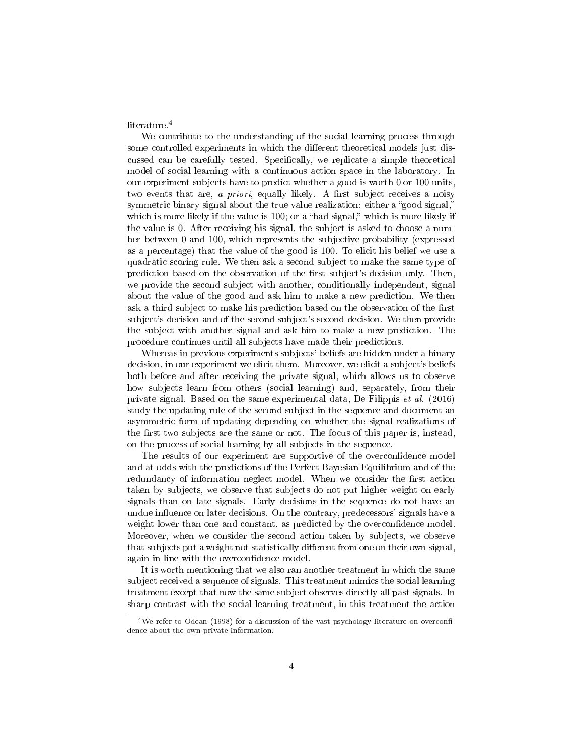literature.[4]

We contribute to the understanding of the social learning process through some controlled experiments in which the different theoretical models just discussed can be carefully tested. Specifically, we replicate a simple theoretical model of social learning with a continuous action space in the laboratory. In our experiment subjects have to predict whether a good is worth 0 or 100 units, two events that are, *a priori*, equally likely. A first subject receives a noisy symmetric binary signal about the true value realization: either a "good signal," which is more likely if the value is 100; or a "bad signal," which is more likely if the value is 0. After receiving his signal, the subject is asked to choose a number between 0 and 100, which represents the subjective probability (expressed as a percentage) that the value of the good is 100. To elicit his belief we use a quadratic scoring rule. We then ask a second subject to make the same type of prediction based on the observation of the first subject's decision only. Then, we provide the second subject with another, conditionally independent, signal about the value of the good and ask him to make a new prediction. We then ask a third subject to make his prediction based on the observation of the first subject's decision and of the second subject's second decision. We then provide the subject with another signal and ask him to make a new prediction. The procedure continues until all subjects have made their predictions.

Whereas in previous experiments subjects' beliefs are hidden under a binary decision, in our experiment we elicit them. Moreover, we elicit a subject's beliefs both before and after receiving the private signal, which allows us to observe how subjects learn from others (social learning) and, separately, from their private signal. Based on the same experimental data, De Filippis *et al.* (2016) study the updating rule of the second subject in the sequence and document an asymmetric form of updating depending on whether the signal realizations of the first two subjects are the same or not. The focus of this paper is, instead, on the process of social learning by all subjects in the sequence.

The results of our experiment are supportive of the overconfidence model and at odds with the predictions of the Perfect Bayesian Equilibrium and of the redundancy of information neglect model. When we consider the first action taken by subjects, we observe that subjects do not put higher weight on early signals than on late signals. Early decisions in the sequence do not have an undue influence on later decisions. On the contrary, predecessors' signals have a weight lower than one and constant, as predicted by the overconfidence model. Moreover, when we consider the second action taken by subjects, we observe that subjects put a weight not statistically different from one on their own signal, again in line with the overconfidence model.

It is worth mentioning that we also ran another treatment in which the same subject received a sequence of signals. This treatment mimics the social learning treatment except that now the same subject observes directly all past signals. In sharp contrast with the social learning treatment, in this treatment the action

[4] We refer to Odean (1998) for a discussion of the vast psychology literature on overconfidence about the own private information.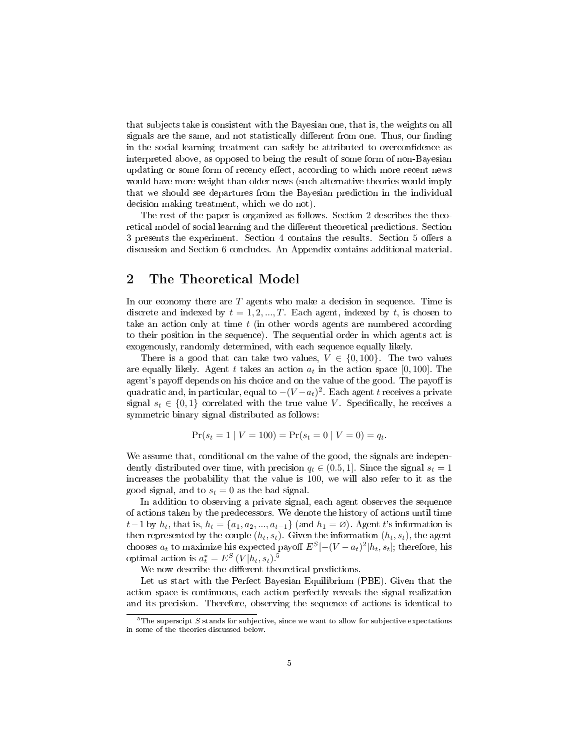that subjects take is consistent with the Bayesian one, that is, the weights on all signals are the same, and not statistically different from one. Thus, our finding in the social learning treatment can safely be attributed to overconfidence as interpreted above, as opposed to being the result of some form of non-Bayesian updating or some form of recency effect, according to which more recent news would have more weight than older news (such alternative theories would imply that we should see departures from the Bayesian prediction in the individual decision making treatment, which we do not).

The rest of the paper is organized as follows. Section 2 describes the theoretical model of social learning and the different theoretical predictions. Section 3 presents the experiment. Section 4 contains the results. Section 5 offers a discussion and Section 6 concludes. An Appendix contains additional material.

## 2 The Theoretical Model

In our economy there are $T$ agents who make a decision in sequence. Time is discrete and indexed by $t = 1, 2, ..., T$. Each agent, indexed by $t$, is chosen to take an action only at time $t$ (in other words agents are numbered according to their position in the sequence). The sequential order in which agents act is exogenously, randomly determined, with each sequence equally likely.

There is a good that can take two values, $V \in \{0, 100\}$. The two values are equally likely. Agent $t$ takes an action $a_t$ in the action space $[0, 100]$. The agent's payoff depends on his choice and on the value of the good. The payoff is quadratic and, in particular, equal to $-(V - a_t)^2$. Each agent $t$ receives a private signal $s_t \in \{0, 1\}$ correlated with the true value $V$. Specifically, he receives a symmetric binary signal distributed as follows:

$$\Pr(s_t = 1 \mid V = 100) = \Pr(s_t = 0 \mid V = 0) = q_t.$$

We assume that, conditional on the value of the good, the signals are independently distributed over time, with precision $q_t \in (0.5, 1]$. Since the signal $s_t = 1$ increases the probability that the value is 100, we will also refer to it as the good signal, and to $s_t = 0$ as the bad signal.

In addition to observing a private signal, each agent observes the sequence of actions taken by the predecessors. We denote the history of actions until time $t-1$ by $h_t$, that is, $h_t = \{a_1, a_2, ..., a_{t-1}\}$ (and $h_1 = \varnothing$). Agent $t$'s information is then represented by the couple $(h_t, s_t)$. Given the information $(h_t, s_t)$, the agent chooses $a_t$ to maximize his expected payoff $E^S[-(V - a_t)^2 | h_t, s_t]$; therefore, his optimal action is $a_t^* = E^S(V | h_t, s_t)$.[5]

We now describe the different theoretical predictions.

Let us start with the Perfect Bayesian Equilibrium (PBE). Given that the action space is continuous, each action perfectly reveals the signal realization and its precision. Therefore, observing the sequence of actions is identical to

[5] The superscipt $S$ stands for subjective, since we want to allow for subjective expectations in some of the theories discussed below.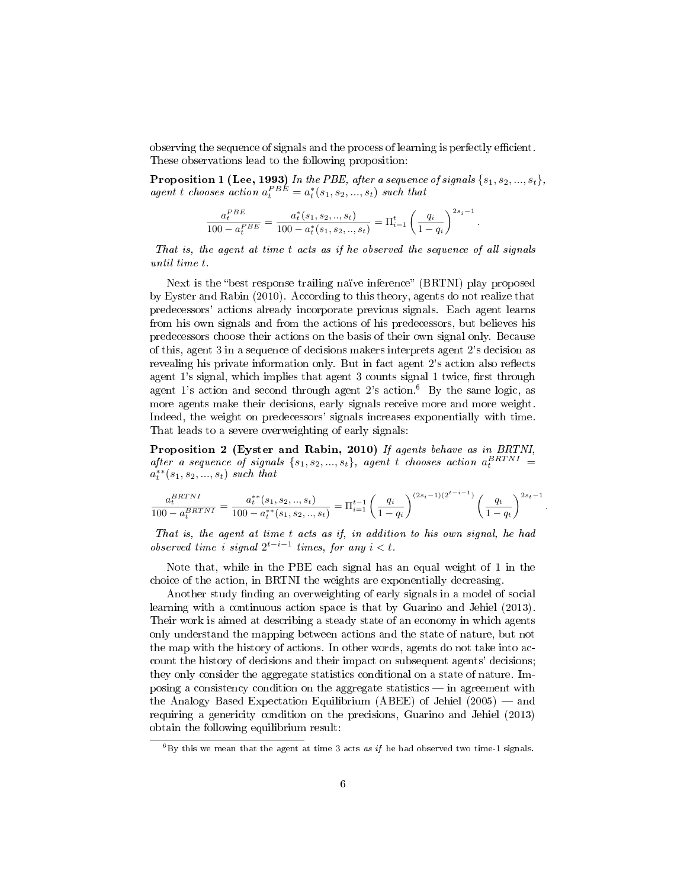observing the sequence of signals and the process of learning is perfectly efficient. These observations lead to the following proposition:

**Proposition 1 (Lee, 1993)** *In the PBE, after a sequence of signals $\{s_1, s_2, ..., s_t\}$, agent $t$ chooses action $a_t^{PBE} = a_t^*(s_1, s_2, ..., s_t)$ such that*

$$\frac{a_t^{PBE}}{100 - a_t^{PBE}} = \frac{a_t^*(s_1, s_2, .., s_t)}{100 - a_t^*(s_1, s_2, .., s_t)} = \Pi_{i=1}^{t} \left( \frac{q_i}{1 - q_i} \right)^{2s_i - 1}.$$

*That is, the agent at time $t$ acts as if he observed the sequence of all signals until time $t$.*

Next is the "best response trailing naïve inference" (BRTNI) play proposed by Eyster and Rabin (2010). According to this theory, agents do not realize that predecessors' actions already incorporate previous signals. Each agent learns from his own signals and from the actions of his predecessors, but believes his predecessors choose their actions on the basis of their own signal only. Because of this, agent 3 in a sequence of decisions makers interprets agent 2's decision as revealing his private information only. But in fact agent 2's action also reflects agent 1's signal, which implies that agent 3 counts signal 1 twice, first through agent 1's action and second through agent 2's action.[6] By the same logic, as more agents make their decisions, early signals receive more and more weight. Indeed, the weight on predecessors' signals increases exponentially with time. That leads to a severe overweighting of early signals:

**Proposition 2 (Eyster and Rabin, 2010)** *If agents behave as in BRTNI, after a sequence of signals $\{s_1, s_2, ..., s_t\}$, agent $t$ chooses action $a_t^{BRTNI} = a_t^{**}(s_1, s_2, ..., s_t)$ such that*

$$\frac{a_t^{BRTNI}}{100 - a_t^{BRTNI}} = \frac{a_t^{**}(s_1, s_2, .., s_t)}{100 - a_t^{**}(s_1, s_2, .., s_t)} = \Pi_{i=1}^{t-1} \left( \frac{q_i}{1 - q_i} \right)^{(2s_i - 1)(2^{t-i-1})} \left( \frac{q_t}{1 - q_t} \right)^{2s_t - 1}.$$

*That is, the agent at time $t$ acts as if, in addition to his own signal, he had observed time $i$ signal $2^{t-i-1}$ times, for any $i < t$.*

Note that, while in the PBE each signal has an equal weight of 1 in the choice of the action, in BRTNI the weights are exponentially decreasing.

Another study finding an overweighting of early signals in a model of social learning with a continuous action space is that by Guarino and Jehiel (2013). Their work is aimed at describing a steady state of an economy in which agents only understand the mapping between actions and the state of nature, but not the map with the history of actions. In other words, agents do not take into account the history of decisions and their impact on subsequent agents' decisions; they only consider the aggregate statistics conditional on a state of nature. Imposing a consistency condition on the aggregate statistics — in agreement with the Analogy Based Expectation Equilibrium (ABEE) of Jehiel (2005) — and requiring a genericity condition on the precisions, Guarino and Jehiel (2013) obtain the following equilibrium result:

[6] By this we mean that the agent at time 3 acts *as if* he had observed two time-1 signals.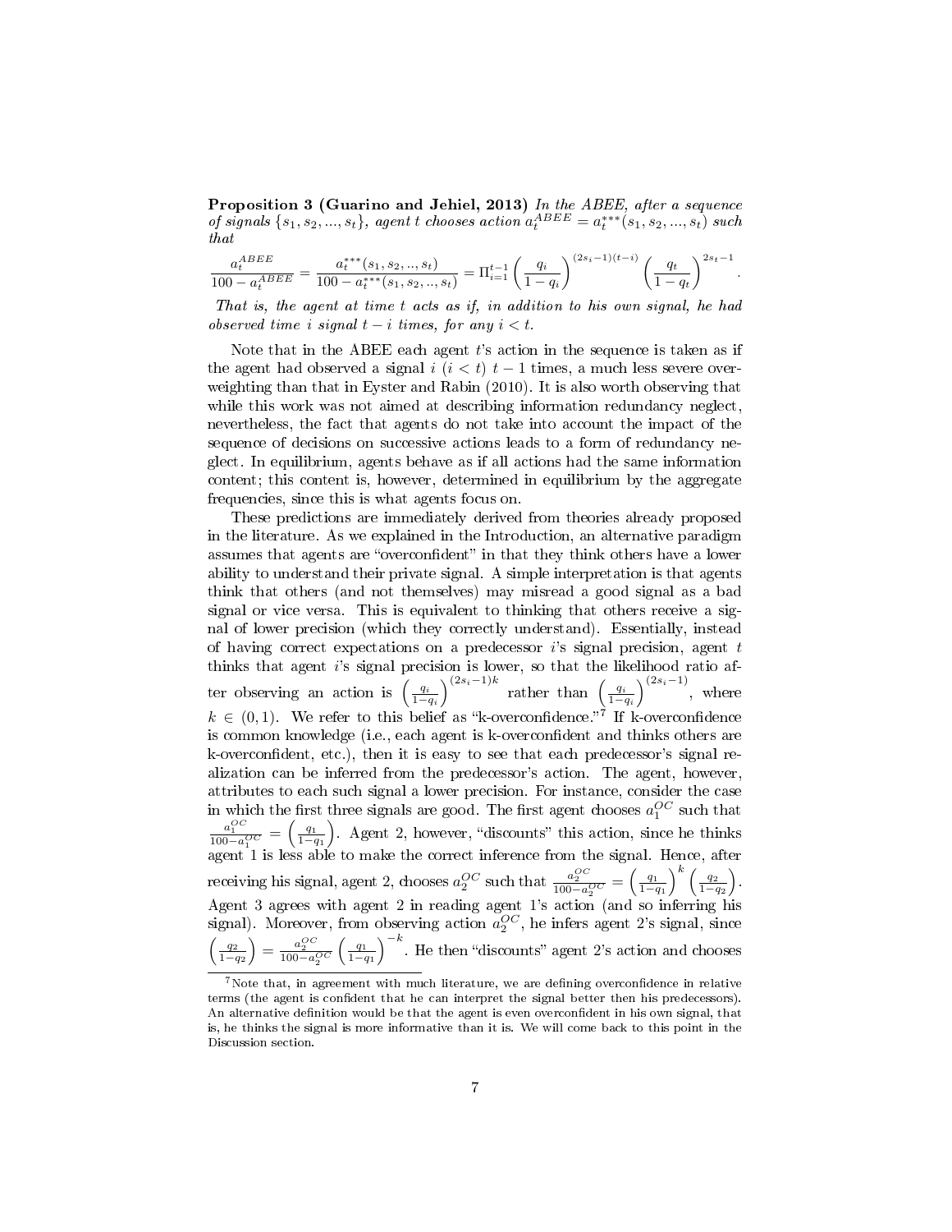**Proposition 3 (Guarino and Jehiel, 2013)** *In the ABEE, after a sequence of signals $\{s_1, s_2, ..., s_t\}$, agent $t$ chooses action $a_t^{ABEE} = a_t^{***}(s_1, s_2, ..., s_t)$ such that*

$$\frac{a_t^{ABEE}}{100 - a_t^{ABEE}} = \frac{a_t^{***}(s_1, s_2, .., s_t)}{100 - a_t^{***}(s_1, s_2, .., s_t)} = \Pi_{i=1}^{t-1} \left(\frac{q_i}{1-q_i}\right)^{(2s_i-1)(t-i)} \left(\frac{q_t}{1-q_t}\right)^{2s_t-1}.$$

*That is, the agent at time $t$ acts as if, in addition to his own signal, he had observed time $i$ signal $t-i$ times, for any $i < t$.*

Note that in the ABEE each agent $t$'s action in the sequence is taken as if the agent had observed a signal $i$ $(i < t)$ $t-1$ times, a much less severe overweighting than that in Eyster and Rabin (2010). It is also worth observing that while this work was not aimed at describing information redundancy neglect, nevertheless, the fact that agents do not take into account the impact of the sequence of decisions on successive actions leads to a form of redundancy neglect. In equilibrium, agents behave as if all actions had the same information content; this content is, however, determined in equilibrium by the aggregate frequencies, since this is what agents focus on.

These predictions are immediately derived from theories already proposed in the literature. As we explained in the Introduction, an alternative paradigm assumes that agents are "overconfident" in that they think others have a lower ability to understand their private signal. A simple interpretation is that agents think that others (and not themselves) may misread a good signal as a bad signal or vice versa. This is equivalent to thinking that others receive a signal of lower precision (which they correctly understand). Essentially, instead of having correct expectations on a predecessor $i$'s signal precision, agent $t$ thinks that agent $i$'s signal precision is lower, so that the likelihood ratio after observing an action is $\left(\frac{q_i}{1-q_i}\right)^{(2s_i-1)k}$ rather than $\left(\frac{q_i}{1-q_i}\right)^{(2s_i-1)}$, where $k \in (0, 1)$. We refer to this belief as "k-overconfidence."[7] If k-overconfidence is common knowledge (i.e., each agent is k-overconfident and thinks others are k-overconfident, etc.), then it is easy to see that each predecessor's signal realization can be inferred from the predecessor's action. The agent, however, attributes to each such signal a lower precision. For instance, consider the case in which the first three signals are good. The first agent chooses $a_1^{OC}$ such that $\frac{a_1^{OC}}{100-a_1^{OC}} = \left(\frac{q_1}{1-q_1}\right)$. Agent 2, however, "discounts" this action, since he thinks agent 1 is less able to make the correct inference from the signal. Hence, after receiving his signal, agent 2, chooses $a_2^{OC}$ such that $\frac{a_2^{OC}}{100-a_2^{OC}} = \left(\frac{q_1}{1-q_1}\right)^k \left(\frac{q_2}{1-q_2}\right)$. Agent 3 agrees with agent 2 in reading agent 1's action (and so inferring his signal). Moreover, from observing action $a_2^{OC}$, he infers agent 2's signal, since $\left(\frac{q_2}{1-q_2}\right) = \frac{a_2^{OC}}{100-a_2^{OC}} \left(\frac{q_1}{1-q_1}\right)^{-k}$. He then "discounts" agent 2's action and chooses

[7] Note that, in agreement with much literature, we are defining overconfidence in relative terms (the agent is confident that he can interpret the signal better then his predecessors). An alternative definition would be that the agent is even overconfident in his own signal, that is, he thinks the signal is more informative than it is. We will come back to this point in the Discussion section.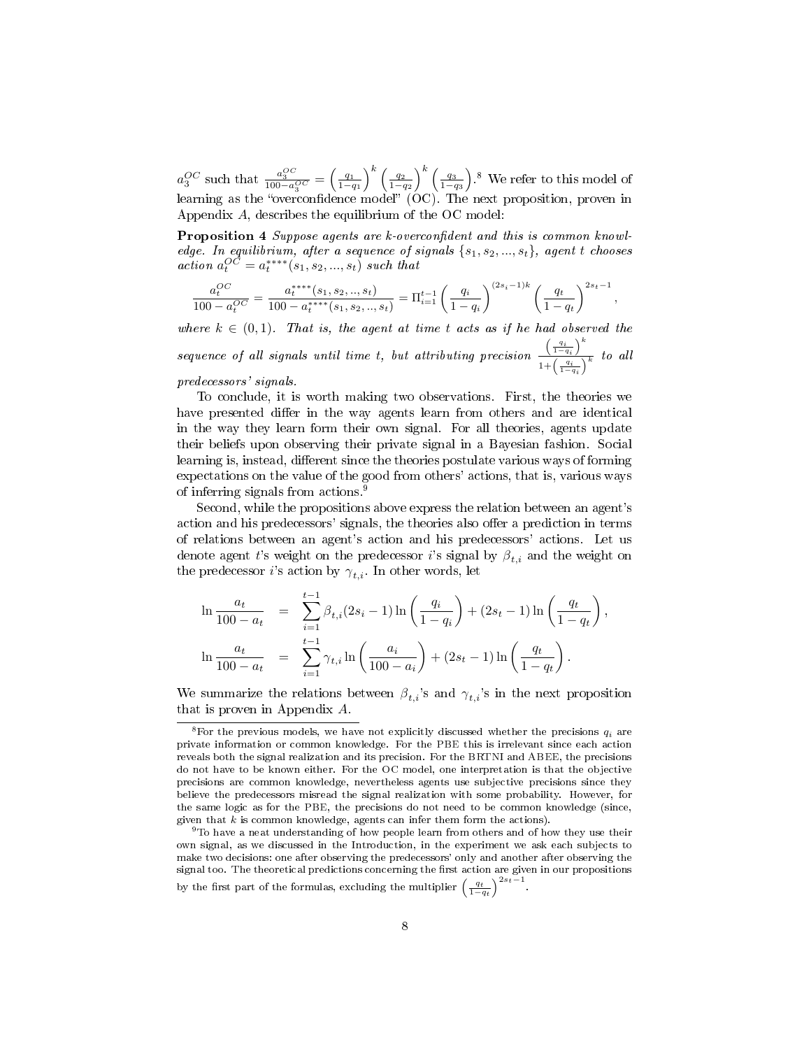$a_3^{OC}$ such that $\frac{a_3^{OC}}{100-a_3^{OC}} = \left(\frac{q_1}{1-q_1}\right)^k \left(\frac{q_2}{1-q_2}\right)^k \left(\frac{q_3}{1-q_3}\right)$.[8] We refer to this model of learning as the "overconfidence model" (OC). The next proposition, proven in Appendix *A*, describes the equilibrium of the OC model:

**Proposition 4** *Suppose agents are k-overconfident and this is common knowledge. In equilibrium, after a sequence of signals* $\{s_1, s_2, ..., s_t\}$*, agent t chooses action* $a_t^{OC} = a_t^{****}(s_1, s_2, ..., s_t)$ *such that*

$$\frac{a_t^{OC}}{100 - a_t^{OC}} = \frac{a_t^{****}(s_1, s_2, .., s_t)}{100 - a_t^{****}(s_1, s_2, .., s_t)} = \Pi_{i=1}^{t-1} \left(\frac{q_i}{1-q_i}\right)^{(2s_i - 1)k} \left(\frac{q_t}{1-q_t}\right)^{2s_t - 1},$$

*where* $k \in (0, 1)$*. That is, the agent at time t acts as if he had observed the sequence of all signals until time t, but attributing precision* $\frac{\left(\frac{q_i}{1-q_i}\right)^k}{1+\left(\frac{q_i}{1-q_i}\right)^k}$ *to all predecessors' signals.*

To conclude, it is worth making two observations. First, the theories we have presented differ in the way agents learn from others and are identical in the way they learn form their own signal. For all theories, agents update their beliefs upon observing their private signal in a Bayesian fashion. Social learning is, instead, different since the theories postulate various ways of forming expectations on the value of the good from others' actions, that is, various ways of inferring signals from actions.[9]

Second, while the propositions above express the relation between an agent's action and his predecessors' signals, the theories also offer a prediction in terms of relations between an agent's action and his predecessors' actions. Let us denote agent $t$'s weight on the predecessor $i$'s signal by $\beta_{t,i}$ and the weight on the predecessor $i$'s action by $\gamma_{t,i}$. In other words, let

$$\ln \frac{a_t}{100 - a_t} = \sum_{i=1}^{t-1} \beta_{t,i} (2s_i - 1) \ln\left(\frac{q_i}{1-q_i}\right) + (2s_t - 1) \ln\left(\frac{q_t}{1-q_t}\right),$$

$$\ln \frac{a_t}{100 - a_t} = \sum_{i=1}^{t-1} \gamma_{t,i} \ln\left(\frac{a_i}{100-a_i}\right) + (2s_t - 1) \ln\left(\frac{q_t}{1-q_t}\right).$$

We summarize the relations between $\beta_{t,i}$'s and $\gamma_{t,i}$'s in the next proposition that is proven in Appendix *A*.

---

[8] For the previous models, we have not explicitly discussed whether the precisions $q_i$ are private information or common knowledge. For the PBE this is irrelevant since each action reveals both the signal realization and its precision. For the BRTNI and ABEE, the precisions do not have to be known either. For the OC model, one interpretation is that the objective precisions are common knowledge, nevertheless agents use subjective precisions since they believe the predecessors misread the signal realization with some probability. However, for the same logic as for the PBE, the precisions do not need to be common knowledge (since, given that $k$ is common knowledge, agents can infer them form the actions).

[9] To have a neat understanding of how people learn from others and of how they use their own signal, as we discussed in the Introduction, in the experiment we ask each subjects to make two decisions: one after observing the predecessors' only and another after observing the signal too. The theoretical predictions concerning the first action are given in our propositions by the first part of the formulas, excluding the multiplier $\left(\frac{q_t}{1-q_t}\right)^{2s_t-1}$.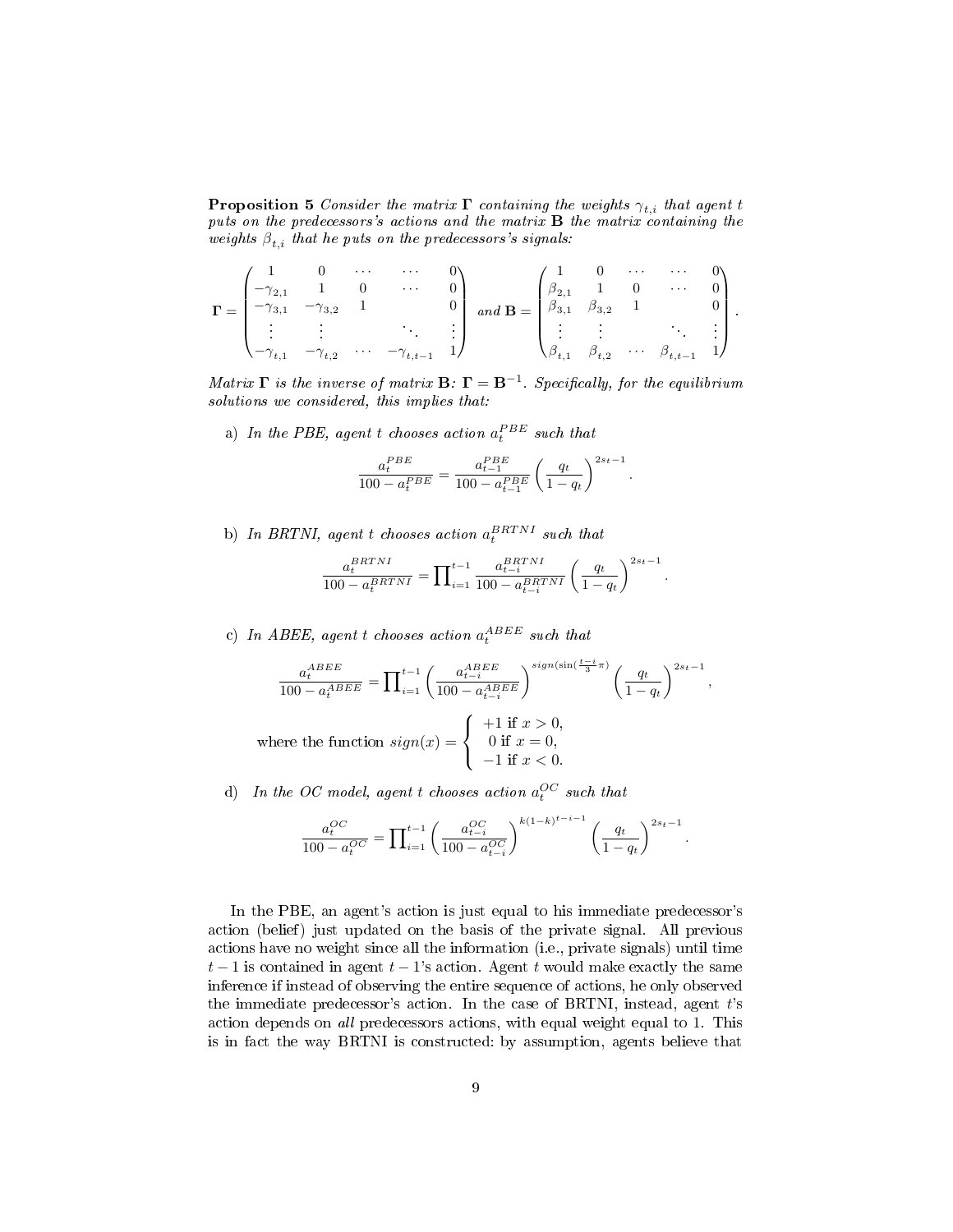**Proposition 5** *Consider the matrix $\mathbf{\Gamma}$ containing the weights $\gamma_{t,i}$ that agent $t$ puts on the predecessors's actions and the matrix $\mathbf{B}$ the matrix containing the weights $\beta_{t,i}$ that he puts on the predecessors's signals:*

$$\mathbf{\Gamma} = \begin{pmatrix} 1 & 0 & \cdots & \cdots & 0 \\ -\gamma_{2,1} & 1 & 0 & \cdots & 0 \\ -\gamma_{3,1} & -\gamma_{3,2} & 1 & & 0 \\ \vdots & \vdots & & \ddots & \vdots \\ -\gamma_{t,1} & -\gamma_{t,2} & \cdots & -\gamma_{t,t-1} & 1 \end{pmatrix} \text{ and } \mathbf{B} = \begin{pmatrix} 1 & 0 & \cdots & \cdots & 0 \\ \beta_{2,1} & 1 & 0 & \cdots & 0 \\ \beta_{3,1} & \beta_{3,2} & 1 & & 0 \\ \vdots & \vdots & & \ddots & \vdots \\ \beta_{t,1} & \beta_{t,2} & \cdots & \beta_{t,t-1} & 1 \end{pmatrix}.$$

*Matrix $\mathbf{\Gamma}$ is the inverse of matrix $\mathbf{B}$: $\mathbf{\Gamma} = \mathbf{B}^{-1}$. Specifically, for the equilibrium solutions we considered, this implies that:*

a) *In the PBE, agent $t$ chooses action $a_t^{PBE}$ such that*

$$\frac{a_t^{PBE}}{100 - a_t^{PBE}} = \frac{a_{t-1}^{PBE}}{100 - a_{t-1}^{PBE}} \left( \frac{q_t}{1 - q_t} \right)^{2s_t - 1}.$$

b) *In BRTNI, agent $t$ chooses action $a_t^{BRTNI}$ such that*

$$\frac{a_t^{BRTNI}}{100 - a_t^{BRTNI}} = \prod_{i=1}^{t-1} \frac{a_{t-i}^{BRTNI}}{100 - a_{t-i}^{BRTNI}} \left( \frac{q_t}{1 - q_t} \right)^{2s_t - 1}.$$

c) *In ABEE, agent $t$ chooses action $a_t^{ABEE}$ such that*

$$\frac{a_t^{ABEE}}{100 - a_t^{ABEE}} = \prod_{i=1}^{t-1} \left( \frac{a_{t-i}^{ABEE}}{100 - a_{t-i}^{ABEE}} \right)^{sign(\sin(\frac{t-i}{3}\pi))} \left( \frac{q_t}{1 - q_t} \right)^{2s_t - 1},$$

where the function $sign(x) = \begin{cases} +1 \text{ if } x > 0, \\ 0 \text{ if } x = 0, \\ -1 \text{ if } x < 0. \end{cases}$

d) *In the OC model, agent $t$ chooses action $a_t^{OC}$ such that*

$$\frac{a_t^{OC}}{100 - a_t^{OC}} = \prod_{i=1}^{t-1} \left( \frac{a_{t-i}^{OC}}{100 - a_{t-i}^{OC}} \right)^{k(1-k)^{t-i-1}} \left( \frac{q_t}{1 - q_t} \right)^{2s_t - 1}.$$

In the PBE, an agent's action is just equal to his immediate predecessor's action (belief) just updated on the basis of the private signal. All previous actions have no weight since all the information (i.e., private signals) until time $t-1$ is contained in agent $t-1$'s action. Agent $t$ would make exactly the same inference if instead of observing the entire sequence of actions, he only observed the immediate predecessor's action. In the case of BRTNI, instead, agent $t$'s action depends on *all* predecessors actions, with equal weight equal to 1. This is in fact the way BRTNI is constructed: by assumption, agents believe that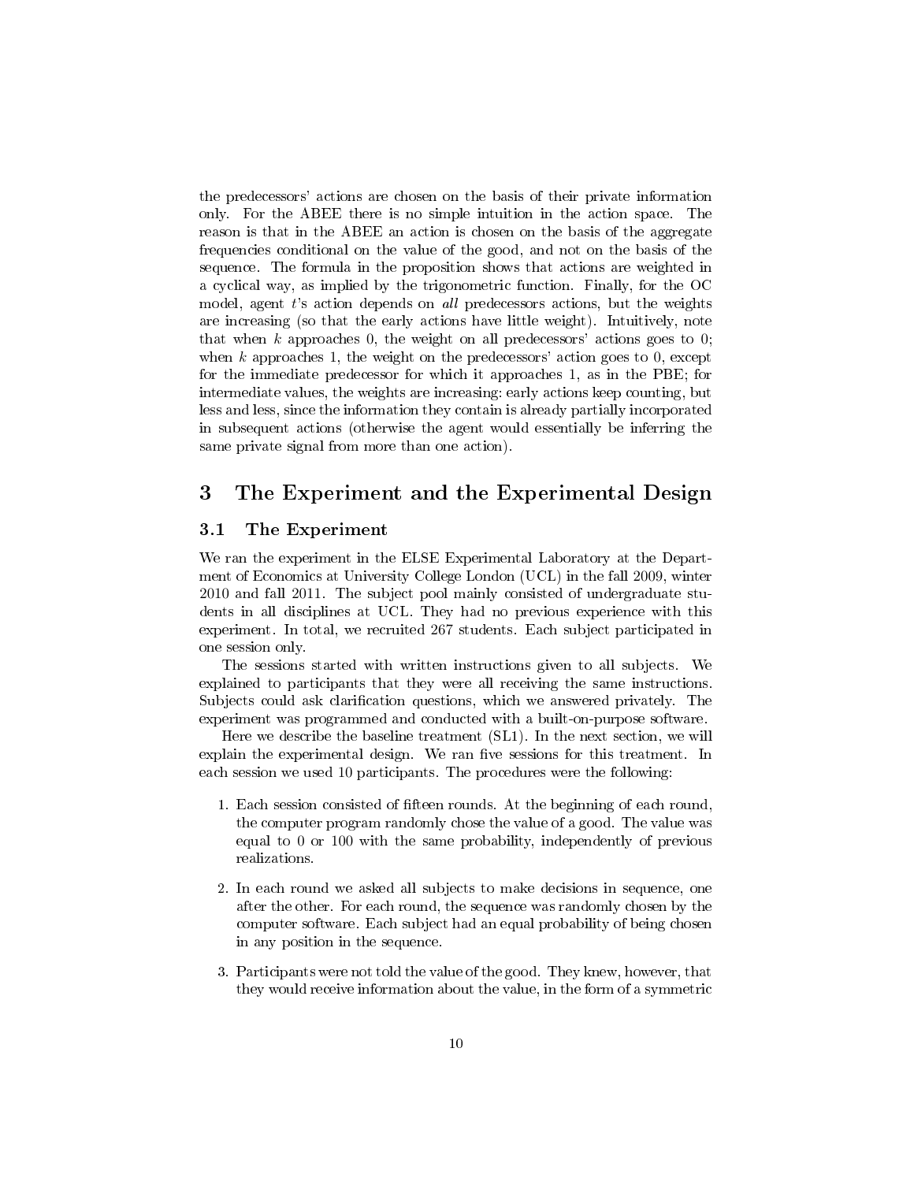the predecessors' actions are chosen on the basis of their private information only. For the ABEE there is no simple intuition in the action space. The reason is that in the ABEE an action is chosen on the basis of the aggregate frequencies conditional on the value of the good, and not on the basis of the sequence. The formula in the proposition shows that actions are weighted in a cyclical way, as implied by the trigonometric function. Finally, for the OC model, agent $t$'s action depends on *all* predecessors actions, but the weights are increasing (so that the early actions have little weight). Intuitively, note that when $k$ approaches 0, the weight on all predecessors' actions goes to 0; when $k$ approaches 1, the weight on the predecessors' action goes to 0, except for the immediate predecessor for which it approaches 1, as in the PBE; for intermediate values, the weights are increasing: early actions keep counting, but less and less, since the information they contain is already partially incorporated in subsequent actions (otherwise the agent would essentially be inferring the same private signal from more than one action).

# 3 The Experiment and the Experimental Design

## 3.1 The Experiment

We ran the experiment in the ELSE Experimental Laboratory at the Department of Economics at University College London (UCL) in the fall 2009, winter 2010 and fall 2011. The subject pool mainly consisted of undergraduate students in all disciplines at UCL. They had no previous experience with this experiment. In total, we recruited 267 students. Each subject participated in one session only.

The sessions started with written instructions given to all subjects. We explained to participants that they were all receiving the same instructions. Subjects could ask clarification questions, which we answered privately. The experiment was programmed and conducted with a built-on-purpose software.

Here we describe the baseline treatment (SL1). In the next section, we will explain the experimental design. We ran five sessions for this treatment. In each session we used 10 participants. The procedures were the following:

1. Each session consisted of fifteen rounds. At the beginning of each round, the computer program randomly chose the value of a good. The value was equal to 0 or 100 with the same probability, independently of previous realizations.

2. In each round we asked all subjects to make decisions in sequence, one after the other. For each round, the sequence was randomly chosen by the computer software. Each subject had an equal probability of being chosen in any position in the sequence.

3. Participants were not told the value of the good. They knew, however, that they would receive information about the value, in the form of a symmetric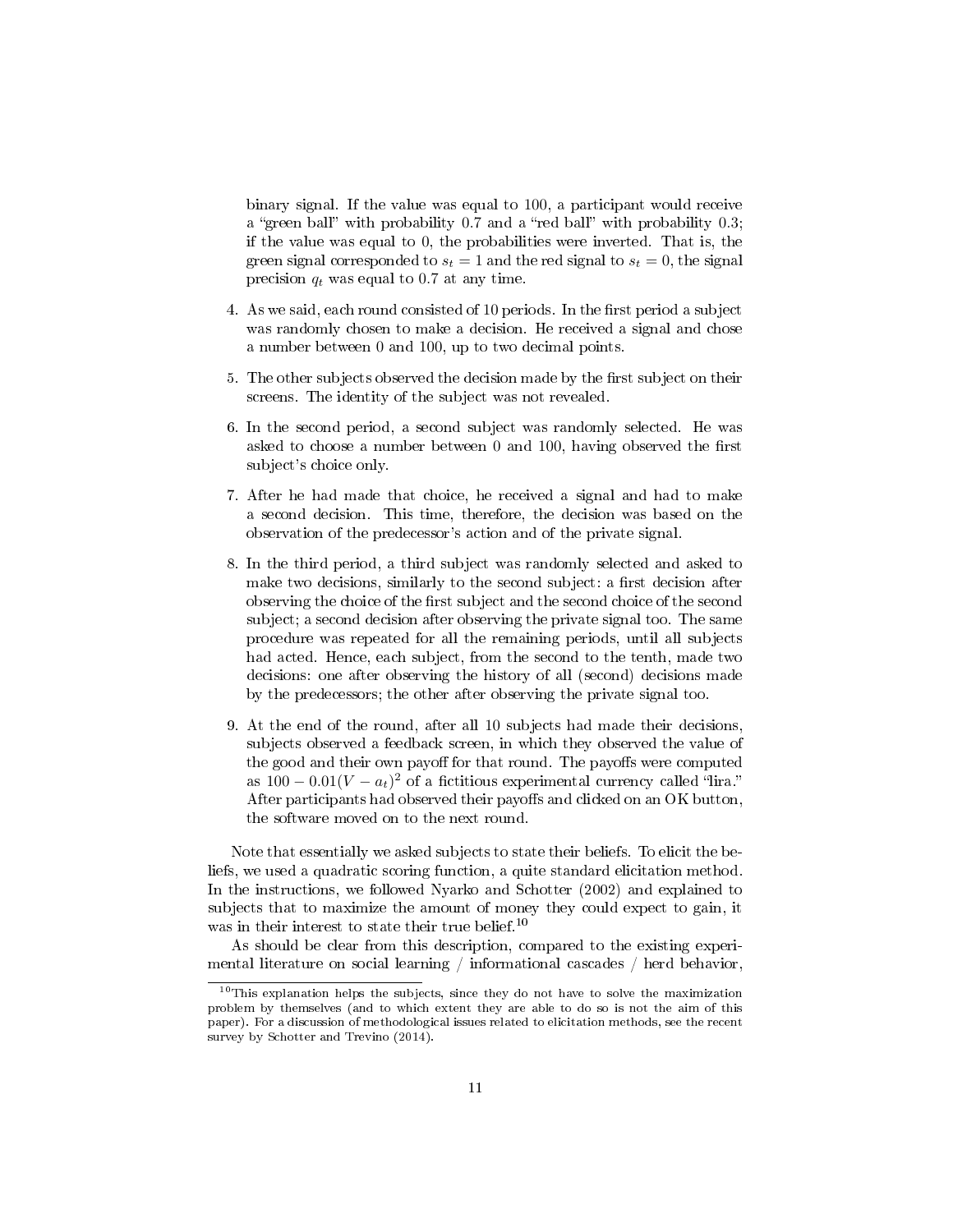binary signal. If the value was equal to 100, a participant would receive a "green ball" with probability 0.7 and a "red ball" with probability 0.3; if the value was equal to 0, the probabilities were inverted. That is, the green signal corresponded to $s_t = 1$ and the red signal to $s_t = 0$, the signal precision $q_t$ was equal to 0.7 at any time.

4. As we said, each round consisted of 10 periods. In the first period a subject was randomly chosen to make a decision. He received a signal and chose a number between 0 and 100, up to two decimal points.

5. The other subjects observed the decision made by the first subject on their screens. The identity of the subject was not revealed.

6. In the second period, a second subject was randomly selected. He was asked to choose a number between 0 and 100, having observed the first subject's choice only.

7. After he had made that choice, he received a signal and had to make a second decision. This time, therefore, the decision was based on the observation of the predecessor's action and of the private signal.

8. In the third period, a third subject was randomly selected and asked to make two decisions, similarly to the second subject: a first decision after observing the choice of the first subject and the second choice of the second subject; a second decision after observing the private signal too. The same procedure was repeated for all the remaining periods, until all subjects had acted. Hence, each subject, from the second to the tenth, made two decisions: one after observing the history of all (second) decisions made by the predecessors; the other after observing the private signal too.

9. At the end of the round, after all 10 subjects had made their decisions, subjects observed a feedback screen, in which they observed the value of the good and their own payoff for that round. The payoffs were computed as $100 - 0.01(V - a_t)^2$ of a fictitious experimental currency called "lira." After participants had observed their payoffs and clicked on an OK button, the software moved on to the next round.

Note that essentially we asked subjects to state their beliefs. To elicit the beliefs, we used a quadratic scoring function, a quite standard elicitation method. In the instructions, we followed Nyarko and Schotter (2002) and explained to subjects that to maximize the amount of money they could expect to gain, it was in their interest to state their true belief.[10]

As should be clear from this description, compared to the existing experimental literature on social learning / informational cascades / herd behavior,

[10] This explanation helps the subjects, since they do not have to solve the maximization problem by themselves (and to which extent they are able to do so is not the aim of this paper). For a discussion of methodological issues related to elicitation methods, see the recent survey by Schotter and Trevino (2014).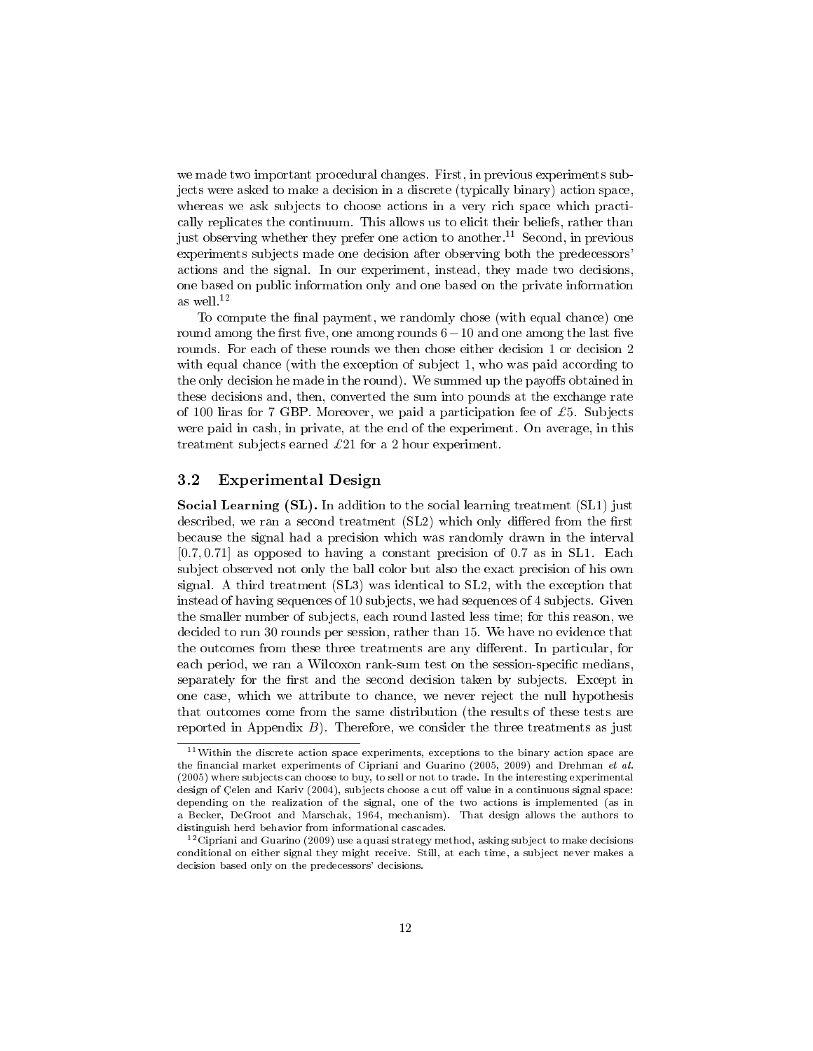we made two important procedural changes. First, in previous experiments subjects were asked to make a decision in a discrete (typically binary) action space, whereas we ask subjects to choose actions in a very rich space which practically replicates the continuum. This allows us to elicit their beliefs, rather than just observing whether they prefer one action to another.[11] Second, in previous experiments subjects made one decision after observing both the predecessors' actions and the signal. In our experiment, instead, they made two decisions, one based on public information only and one based on the private information as well.[12]

To compute the final payment, we randomly chose (with equal chance) one round among the first five, one among rounds $6-10$ and one among the last five rounds. For each of these rounds we then chose either decision 1 or decision 2 with equal chance (with the exception of subject 1, who was paid according to the only decision he made in the round). We summed up the payoffs obtained in these decisions and, then, converted the sum into pounds at the exchange rate of 100 liras for 7 GBP. Moreover, we paid a participation fee of £5. Subjects were paid in cash, in private, at the end of the experiment. On average, in this treatment subjects earned £21 for a 2 hour experiment.

### 3.2 Experimental Design

**Social Learning (SL).** In addition to the social learning treatment (SL1) just described, we ran a second treatment (SL2) which only differed from the first because the signal had a precision which was randomly drawn in the interval $[0.7, 0.71]$ as opposed to having a constant precision of 0.7 as in SL1. Each subject observed not only the ball color but also the exact precision of his own signal. A third treatment (SL3) was identical to SL2, with the exception that instead of having sequences of 10 subjects, we had sequences of 4 subjects. Given the smaller number of subjects, each round lasted less time; for this reason, we decided to run 30 rounds per session, rather than 15. We have no evidence that the outcomes from these three treatments are any different. In particular, for each period, we ran a Wilcoxon rank-sum test on the session-specific medians, separately for the first and the second decision taken by subjects. Except in one case, which we attribute to chance, we never reject the null hypothesis that outcomes come from the same distribution (the results of these tests are reported in Appendix *B*). Therefore, we consider the three treatments as just

---

[11] Within the discrete action space experiments, exceptions to the binary action space are the financial market experiments of Cipriani and Guarino (2005, 2009) and Drehman *et al.* (2005) where subjects can choose to buy, to sell or not to trade. In the interesting experimental design of Çelen and Kariv (2004), subjects choose a cut off value in a continuous signal space: depending on the realization of the signal, one of the two actions is implemented (as in a Becker, DeGroot and Marschak, 1964, mechanism). That design allows the authors to distinguish herd behavior from informational cascades.

[12] Cipriani and Guarino (2009) use a quasi strategy method, asking subject to make decisions conditional on either signal they might receive. Still, at each time, a subject never makes a decision based only on the predecessors' decisions.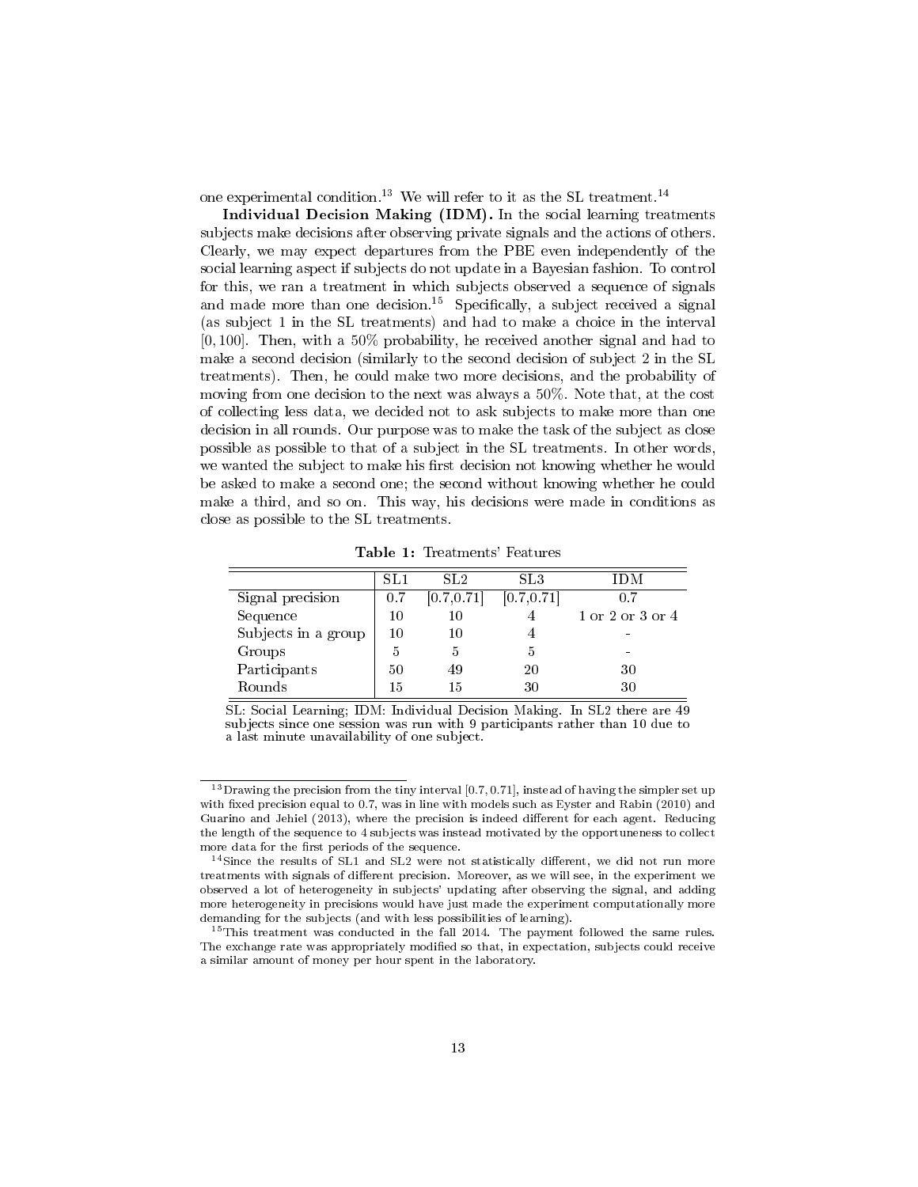one experimental condition.[13] We will refer to it as the SL treatment.[14]

**Individual Decision Making (IDM).** In the social learning treatments subjects make decisions after observing private signals and the actions of others. Clearly, we may expect departures from the PBE even independently of the social learning aspect if subjects do not update in a Bayesian fashion. To control for this, we ran a treatment in which subjects observed a sequence of signals and made more than one decision.[15] Specifically, a subject received a signal (as subject 1 in the SL treatments) and had to make a choice in the interval $[0, 100]$. Then, with a 50% probability, he received another signal and had to make a second decision (similarly to the second decision of subject 2 in the SL treatments). Then, he could make two more decisions, and the probability of moving from one decision to the next was always a 50%. Note that, at the cost of collecting less data, we decided not to ask subjects to make more than one decision in all rounds. Our purpose was to make the task of the subject as close possible as possible to that of a subject in the SL treatments. In other words, we wanted the subject to make his first decision not knowing whether he would be asked to make a second one; the second without knowing whether he could make a third, and so on. This way, his decisions were made in conditions as close as possible to the SL treatments.

**Table 1:** Treatments' Features

| | SL1 | SL2 | SL3 | IDM |
|---|---|---|---|---|
| Signal precision | 0.7 | [0.7,0.71] | [0.7,0.71] | 0.7 |
| Sequence | 10 | 10 | 4 | 1 or 2 or 3 or 4 |
| Subjects in a group | 10 | 10 | 4 | - |
| Groups | 5 | 5 | 5 | - |
| Participants | 50 | 49 | 20 | 30 |
| Rounds | 15 | 15 | 30 | 30 |

SL: Social Learning; IDM: Individual Decision Making. In SL2 there are 49 subjects since one session was run with 9 participants rather than 10 due to a last minute unavailability of one subject.

[13] Drawing the precision from the tiny interval $[0.7, 0.71]$, instead of having the simpler set up with fixed precision equal to 0.7, was in line with models such as Eyster and Rabin (2010) and Guarino and Jehiel (2013), where the precision is indeed different for each agent. Reducing the length of the sequence to 4 subjects was instead motivated by the opportuneness to collect more data for the first periods of the sequence.

[14] Since the results of SL1 and SL2 were not statistically different, we did not run more treatments with signals of different precision. Moreover, as we will see, in the experiment we observed a lot of heterogeneity in subjects' updating after observing the signal, and adding more heterogeneity in precisions would have just made the experiment computationally more demanding for the subjects (and with less possibilities of learning).

[15] This treatment was conducted in the fall 2014. The payment followed the same rules. The exchange rate was appropriately modified so that, in expectation, subjects could receive a similar amount of money per hour spent in the laboratory.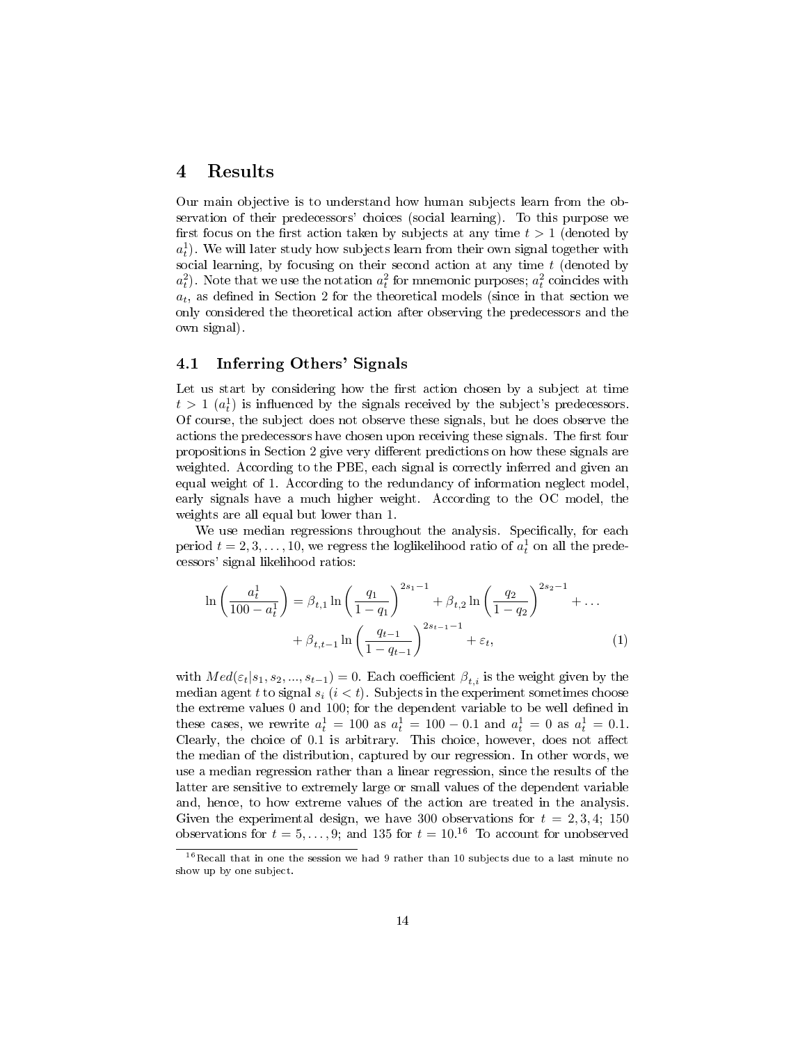# 4 Results

Our main objective is to understand how human subjects learn from the observation of their predecessors' choices (social learning). To this purpose we first focus on the first action taken by subjects at any time $t > 1$ (denoted by $a_t^1$). We will later study how subjects learn from their own signal together with social learning, by focusing on their second action at any time $t$ (denoted by $a_t^2$). Note that we use the notation $a_t^2$ for mnemonic purposes; $a_t^2$ coincides with $a_t$, as defined in Section 2 for the theoretical models (since in that section we only considered the theoretical action after observing the predecessors and the own signal).

## 4.1 Inferring Others' Signals

Let us start by considering how the first action chosen by a subject at time $t > 1$ ($a_t^1$) is influenced by the signals received by the subject's predecessors. Of course, the subject does not observe these signals, but he does observe the actions the predecessors have chosen upon receiving these signals. The first four propositions in Section 2 give very different predictions on how these signals are weighted. According to the PBE, each signal is correctly inferred and given an equal weight of 1. According to the redundancy of information neglect model, early signals have a much higher weight. According to the OC model, the weights are all equal but lower than 1.

We use median regressions throughout the analysis. Specifically, for each period $t = 2, 3, \ldots, 10$, we regress the loglikelihood ratio of $a_t^1$ on all the predecessors' signal likelihood ratios:

$$\ln\left(\frac{a_t^1}{100 - a_t^1}\right) = \beta_{t,1} \ln\left(\frac{q_1}{1-q_1}\right)^{2s_1 - 1} + \beta_{t,2} \ln\left(\frac{q_2}{1-q_2}\right)^{2s_2 - 1} + \ldots$$
$$+ \beta_{t,t-1} \ln\left(\frac{q_{t-1}}{1-q_{t-1}}\right)^{2s_{t-1} - 1} + \varepsilon_t, \tag{1}$$

with $Med(\varepsilon_t | s_1, s_2, ..., s_{t-1}) = 0$. Each coefficient $\beta_{t,i}$ is the weight given by the median agent $t$ to signal $s_i$ ($i < t$). Subjects in the experiment sometimes choose the extreme values 0 and 100; for the dependent variable to be well defined in these cases, we rewrite $a_t^1 = 100$ as $a_t^1 = 100 - 0.1$ and $a_t^1 = 0$ as $a_t^1 = 0.1$. Clearly, the choice of 0.1 is arbitrary. This choice, however, does not affect the median of the distribution, captured by our regression. In other words, we use a median regression rather than a linear regression, since the results of the latter are sensitive to extremely large or small values of the dependent variable and, hence, to how extreme values of the action are treated in the analysis. Given the experimental design, we have 300 observations for $t = 2, 3, 4$; 150 observations for $t = 5, \ldots, 9$; and 135 for $t = 10$.[16] To account for unobserved

[16] Recall that in one the session we had 9 rather than 10 subjects due to a last minute no show up by one subject.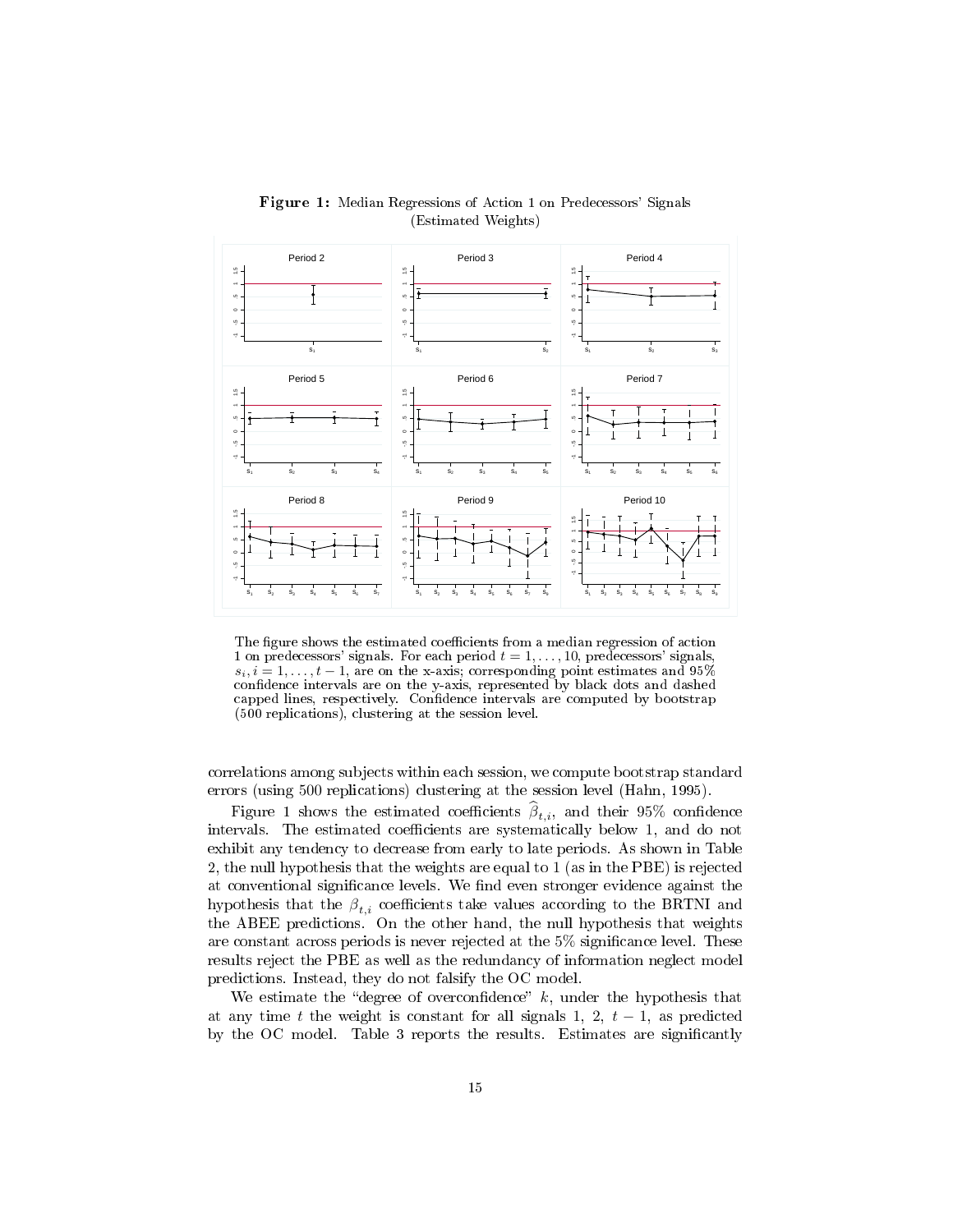**Figure 1:** Median Regressions of Action 1 on Predecessors' Signals (Estimated Weights)

The figure shows the estimated coefficients from a median regression of action 1 on predecessors' signals. For each period $t = 1, \ldots, 10$, predecessors' signals, $s_i, i = 1, \ldots, t-1$, are on the x-axis; corresponding point estimates and 95% confidence intervals are on the y-axis, represented by black dots and dashed capped lines, respectively. Confidence intervals are computed by bootstrap (500 replications), clustering at the session level.

correlations among subjects within each session, we compute bootstrap standard errors (using 500 replications) clustering at the session level (Hahn, 1995).

Figure 1 shows the estimated coefficients $\widehat{\beta}_{t,i}$, and their 95% confidence intervals. The estimated coefficients are systematically below 1, and do not exhibit any tendency to decrease from early to late periods. As shown in Table 2, the null hypothesis that the weights are equal to 1 (as in the PBE) is rejected at conventional significance levels. We find even stronger evidence against the hypothesis that the $\beta_{t,i}$ coefficients take values according to the BRTNI and the ABEE predictions. On the other hand, the null hypothesis that weights are constant across periods is never rejected at the 5% significance level. These results reject the PBE as well as the redundancy of information neglect model predictions. Instead, they do not falsify the OC model.

We estimate the "degree of overconfidence" $k$, under the hypothesis that at any time $t$ the weight is constant for all signals 1, 2, $t-1$, as predicted by the OC model. Table 3 reports the results. Estimates are significantly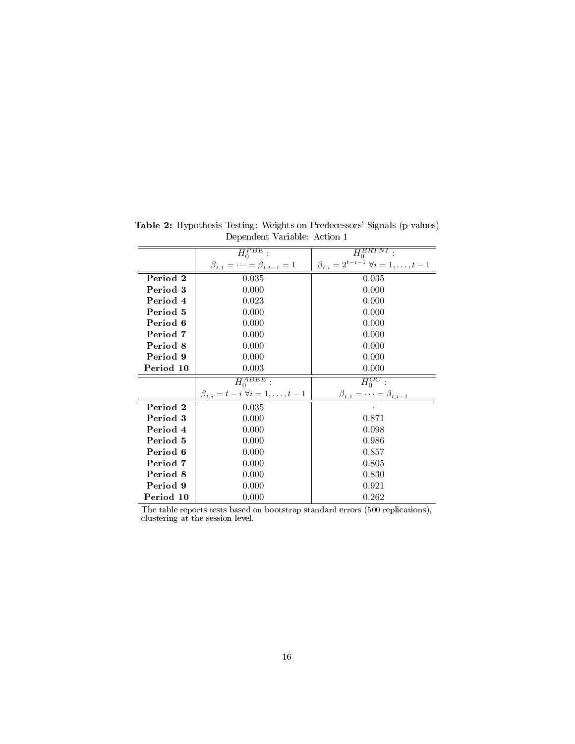**Table 2:** Hypothesis Testing: Weights on Predecessors' Signals (p-values)
Dependent Variable: Action 1

| | $H_0^{PBE}$: $\beta_{t,1} = \cdots = \beta_{t,t-1} = 1$ | $H_0^{BRTNI}$: $\beta_{t,i} = 2^{t-i-1}\ \forall i = 1, \ldots, t-1$ |
|---|---|---|
| **Period 2** | 0.035 | 0.035 |
| **Period 3** | 0.000 | 0.000 |
| **Period 4** | 0.023 | 0.000 |
| **Period 5** | 0.000 | 0.000 |
| **Period 6** | 0.000 | 0.000 |
| **Period 7** | 0.000 | 0.000 |
| **Period 8** | 0.000 | 0.000 |
| **Period 9** | 0.000 | 0.000 |
| **Period 10** | 0.003 | 0.000 |
| | $H_0^{ABEE}$: $\beta_{t,i} = t - i\ \forall i = 1, \ldots, t-1$ | $H_0^{OC}$: $\beta_{t,1} = \cdots = \beta_{t,t-1}$ |
| **Period 2** | 0.035 | . |
| **Period 3** | 0.000 | 0.871 |
| **Period 4** | 0.000 | 0.098 |
| **Period 5** | 0.000 | 0.986 |
| **Period 6** | 0.000 | 0.857 |
| **Period 7** | 0.000 | 0.805 |
| **Period 8** | 0.000 | 0.830 |
| **Period 9** | 0.000 | 0.921 |
| **Period 10** | 0.000 | 0.262 |

The table reports tests based on bootstrap standard errors (500 replications), clustering at the session level.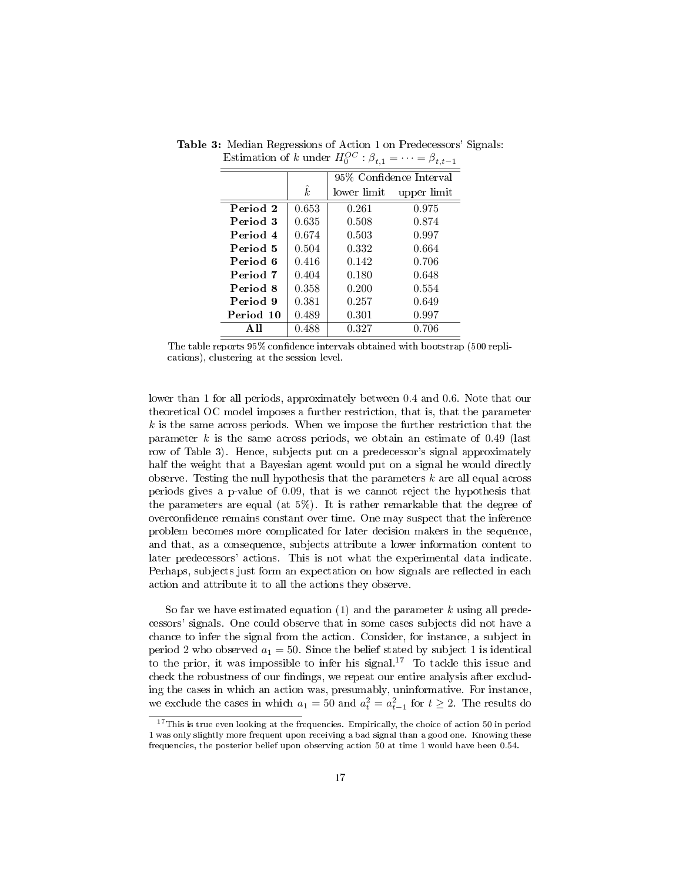**Table 3:** Median Regressions of Action 1 on Predecessors' Signals: Estimation of $k$ under $H_0^{OC}: \beta_{t,1} = \cdots = \beta_{t,t-1}$

| | $\hat{k}$ | 95% Confidence Interval | |
|---|---|---|---|
| | | lower limit | upper limit |
| **Period 2** | 0.653 | 0.261 | 0.975 |
| **Period 3** | 0.635 | 0.508 | 0.874 |
| **Period 4** | 0.674 | 0.503 | 0.997 |
| **Period 5** | 0.504 | 0.332 | 0.664 |
| **Period 6** | 0.416 | 0.142 | 0.706 |
| **Period 7** | 0.404 | 0.180 | 0.648 |
| **Period 8** | 0.358 | 0.200 | 0.554 |
| **Period 9** | 0.381 | 0.257 | 0.649 |
| **Period 10** | 0.489 | 0.301 | 0.997 |
| **All** | 0.488 | 0.327 | 0.706 |

The table reports 95% confidence intervals obtained with bootstrap (500 replications), clustering at the session level.

lower than 1 for all periods, approximately between 0.4 and 0.6. Note that our theoretical OC model imposes a further restriction, that is, that the parameter $k$ is the same across periods. When we impose the further restriction that the parameter $k$ is the same across periods, we obtain an estimate of 0.49 (last row of Table 3). Hence, subjects put on a predecessor's signal approximately half the weight that a Bayesian agent would put on a signal he would directly observe. Testing the null hypothesis that the parameters $k$ are all equal across periods gives a p-value of 0.09, that is we cannot reject the hypothesis that the parameters are equal (at 5%). It is rather remarkable that the degree of overconfidence remains constant over time. One may suspect that the inference problem becomes more complicated for later decision makers in the sequence, and that, as a consequence, subjects attribute a lower information content to later predecessors' actions. This is not what the experimental data indicate. Perhaps, subjects just form an expectation on how signals are reflected in each action and attribute it to all the actions they observe.

So far we have estimated equation (1) and the parameter $k$ using all predecessors' signals. One could observe that in some cases subjects did not have a chance to infer the signal from the action. Consider, for instance, a subject in period 2 who observed $a_1 = 50$. Since the belief stated by subject 1 is identical to the prior, it was impossible to infer his signal.[17] To tackle this issue and check the robustness of our findings, we repeat our entire analysis after excluding the cases in which an action was, presumably, uninformative. For instance, we exclude the cases in which $a_1 = 50$ and $a_t^2 = a_{t-1}^2$ for $t \geq 2$. The results do

[17] This is true even looking at the frequencies. Empirically, the choice of action 50 in period 1 was only slightly more frequent upon receiving a bad signal than a good one. Knowing these frequencies, the posterior belief upon observing action 50 at time 1 would have been 0.54.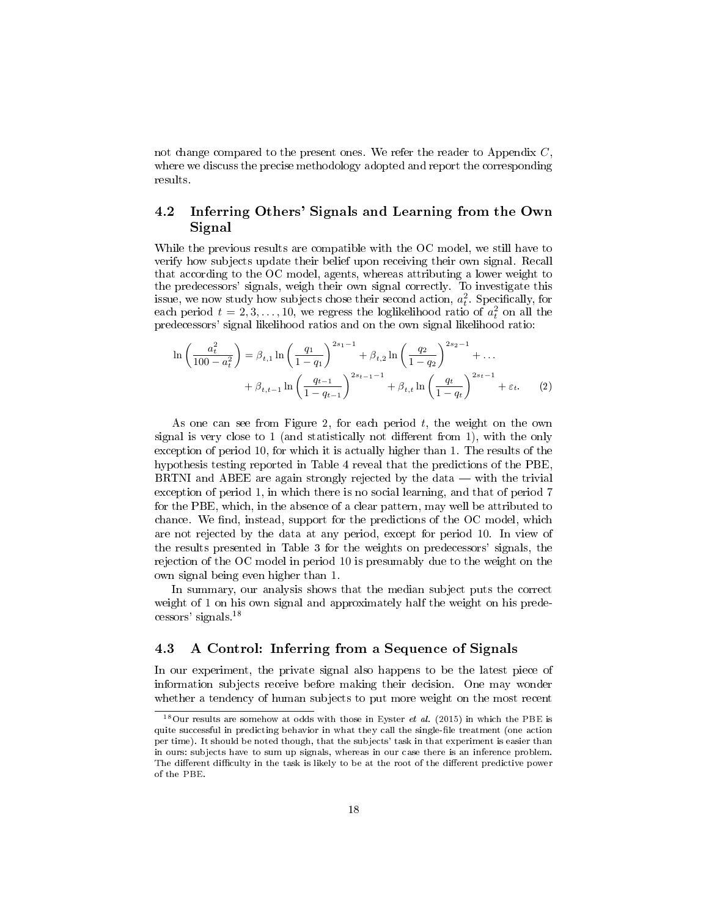not change compared to the present ones. We refer the reader to Appendix $C$, where we discuss the precise methodology adopted and report the corresponding results.

## 4.2 Inferring Others' Signals and Learning from the Own Signal

While the previous results are compatible with the OC model, we still have to verify how subjects update their belief upon receiving their own signal. Recall that according to the OC model, agents, whereas attributing a lower weight to the predecessors' signals, weigh their own signal correctly. To investigate this issue, we now study how subjects chose their second action, $a_t^2$. Specifically, for each period $t = 2, 3, \ldots, 10$, we regress the loglikelihood ratio of $a_t^2$ on all the predecessors' signal likelihood ratios and on the own signal likelihood ratio:

$$\ln\left(\frac{a_t^2}{100 - a_t^2}\right) = \beta_{t,1} \ln\left(\frac{q_1}{1-q_1}\right)^{2s_1 - 1} + \beta_{t,2} \ln\left(\frac{q_2}{1-q_2}\right)^{2s_2 - 1} + \ldots$$
$$+ \beta_{t,t-1} \ln\left(\frac{q_{t-1}}{1-q_{t-1}}\right)^{2s_{t-1} - 1} + \beta_{t,t} \ln\left(\frac{q_t}{1-q_t}\right)^{2s_t - 1} + \varepsilon_t. \qquad (2)$$

As one can see from Figure 2, for each period $t$, the weight on the own signal is very close to 1 (and statistically not different from 1), with the only exception of period 10, for which it is actually higher than 1. The results of the hypothesis testing reported in Table 4 reveal that the predictions of the PBE, BRTNI and ABEE are again strongly rejected by the data — with the trivial exception of period 1, in which there is no social learning, and that of period 7 for the PBE, which, in the absence of a clear pattern, may well be attributed to chance. We find, instead, support for the predictions of the OC model, which are not rejected by the data at any period, except for period 10. In view of the results presented in Table 3 for the weights on predecessors' signals, the rejection of the OC model in period 10 is presumably due to the weight on the own signal being even higher than 1.

In summary, our analysis shows that the median subject puts the correct weight of 1 on his own signal and approximately half the weight on his predecessors' signals.[18]

## 4.3 A Control: Inferring from a Sequence of Signals

In our experiment, the private signal also happens to be the latest piece of information subjects receive before making their decision. One may wonder whether a tendency of human subjects to put more weight on the most recent

[18] Our results are somehow at odds with those in Eyster *et al.* (2015) in which the PBE is quite successful in predicting behavior in what they call the single-file treatment (one action per time). It should be noted though, that the subjects' task in that experiment is easier than in ours: subjects have to sum up signals, whereas in our case there is an inference problem. The different difficulty in the task is likely to be at the root of the different predictive power of the PBE.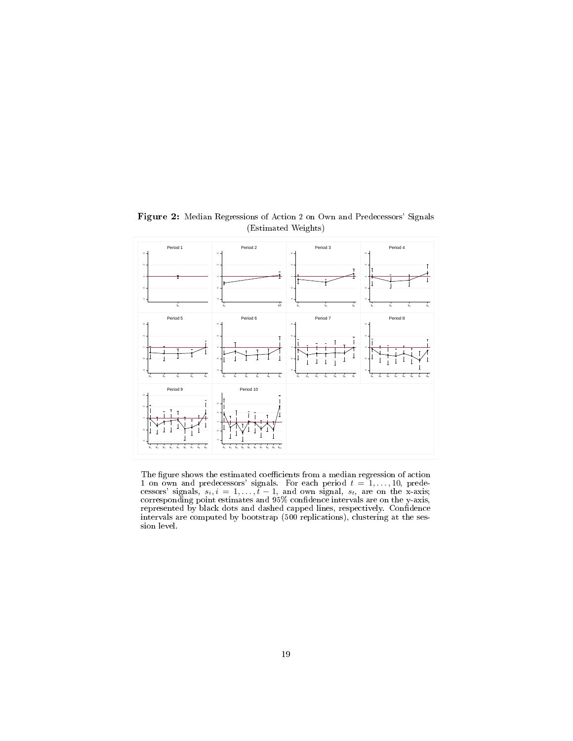**Figure 2:** Median Regressions of Action 2 on Own and Predecessors' Signals (Estimated Weights)

The figure shows the estimated coefficients from a median regression of action 1 on own and predecessors' signals. For each period $t = 1, \ldots, 10$, predecessors' signals, $s_i, i = 1, \ldots, t-1$, and own signal, $s_t$, are on the x-axis; corresponding point estimates and 95% confidence intervals are on the y-axis, represented by black dots and dashed capped lines, respectively. Confidence intervals are computed by bootstrap (500 replications), clustering at the session level.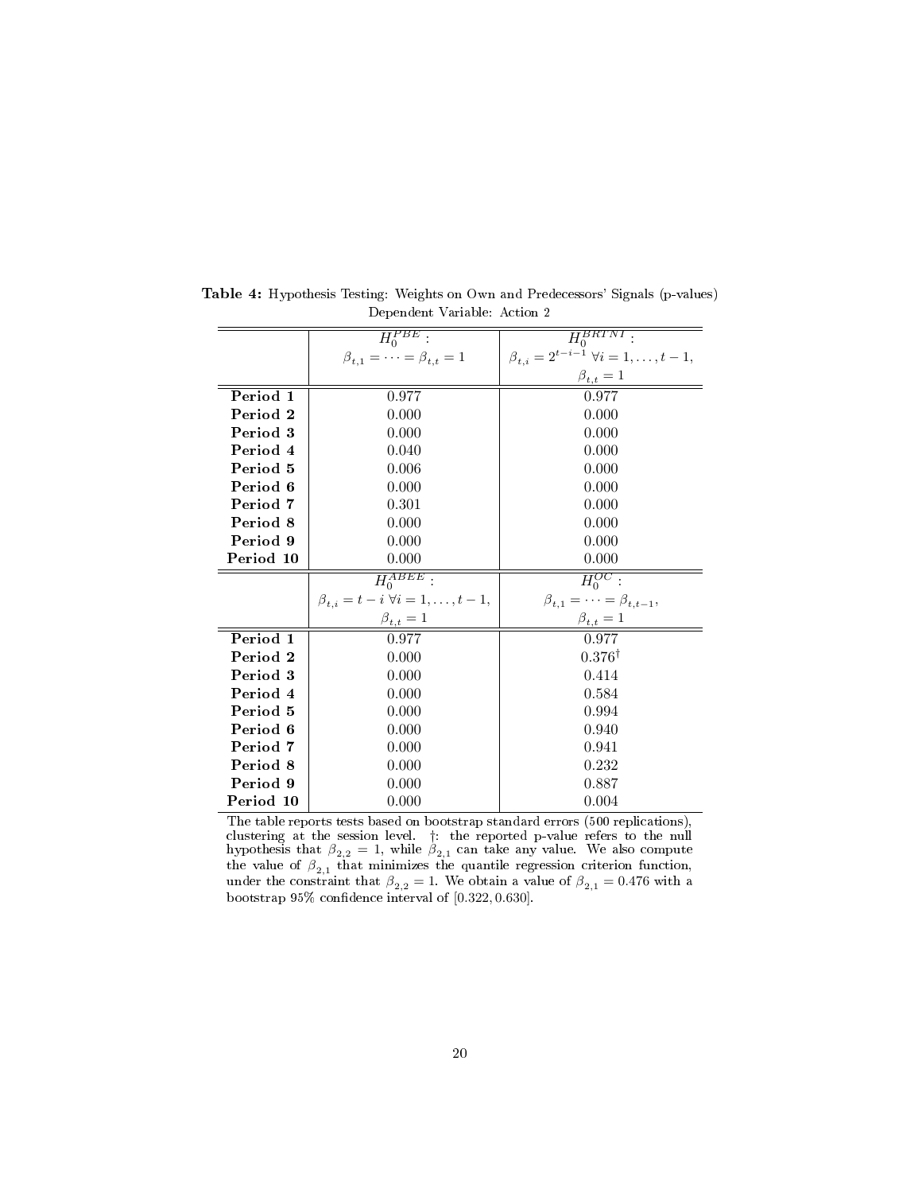**Table 4:** Hypothesis Testing: Weights on Own and Predecessors' Signals (p-values)
Dependent Variable: Action 2

| | $H_0^{PBE}$: $\beta_{t,1} = \cdots = \beta_{t,t} = 1$ | $H_0^{BRTNI}$: $\beta_{t,i} = 2^{t-i-1}\ \forall i = 1, \ldots, t-1$, $\beta_{t,t} = 1$ |
|---|---|---|
| **Period 1** | 0.977 | 0.977 |
| **Period 2** | 0.000 | 0.000 |
| **Period 3** | 0.000 | 0.000 |
| **Period 4** | 0.040 | 0.000 |
| **Period 5** | 0.006 | 0.000 |
| **Period 6** | 0.000 | 0.000 |
| **Period 7** | 0.301 | 0.000 |
| **Period 8** | 0.000 | 0.000 |
| **Period 9** | 0.000 | 0.000 |
| **Period 10** | 0.000 | 0.000 |
| | $H_0^{ABEE}$: $\beta_{t,i} = t - i\ \forall i = 1, \ldots, t-1$, $\beta_{t,t} = 1$ | $H_0^{OC}$: $\beta_{t,1} = \cdots = \beta_{t,t-1}$, $\beta_{t,t} = 1$ |
| **Period 1** | 0.977 | 0.977 |
| **Period 2** | 0.000 | 0.376$^{\dagger}$ |
| **Period 3** | 0.000 | 0.414 |
| **Period 4** | 0.000 | 0.584 |
| **Period 5** | 0.000 | 0.994 |
| **Period 6** | 0.000 | 0.940 |
| **Period 7** | 0.000 | 0.941 |
| **Period 8** | 0.000 | 0.232 |
| **Period 9** | 0.000 | 0.887 |
| **Period 10** | 0.000 | 0.004 |

The table reports tests based on bootstrap standard errors (500 replications), clustering at the session level. †: the reported p-value refers to the null hypothesis that $\beta_{2,2} = 1$, while $\beta_{2,1}$ can take any value. We also compute the value of $\beta_{2,1}$ that minimizes the quantile regression criterion function, under the constraint that $\beta_{2,2} = 1$. We obtain a value of $\beta_{2,1} = 0.476$ with a bootstrap 95% confidence interval of $[0.322, 0.630]$.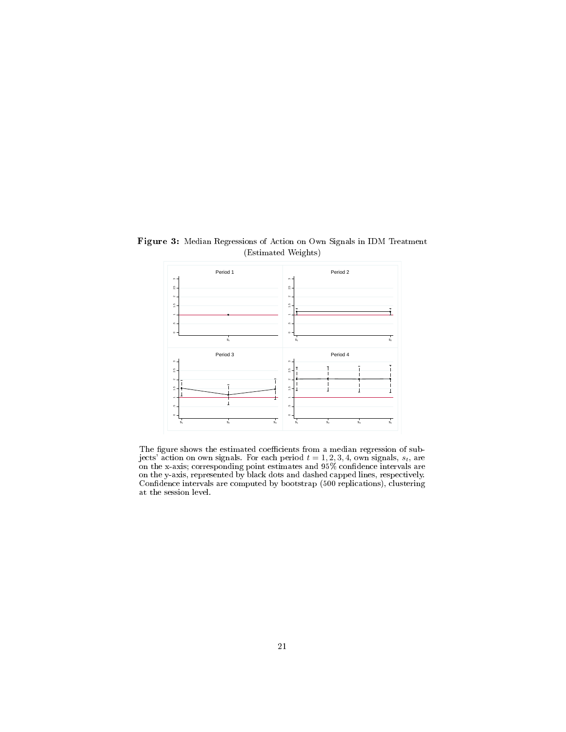**Figure 3:** Median Regressions of Action on Own Signals in IDM Treatment (Estimated Weights)

The figure shows the estimated coefficients from a median regression of subjects' action on own signals. For each period $t = 1, 2, 3, 4$, own signals, $s_t$, are on the x-axis; corresponding point estimates and 95% confidence intervals are on the y-axis, represented by black dots and dashed capped lines, respectively. Confidence intervals are computed by bootstrap (500 replications), clustering at the session level.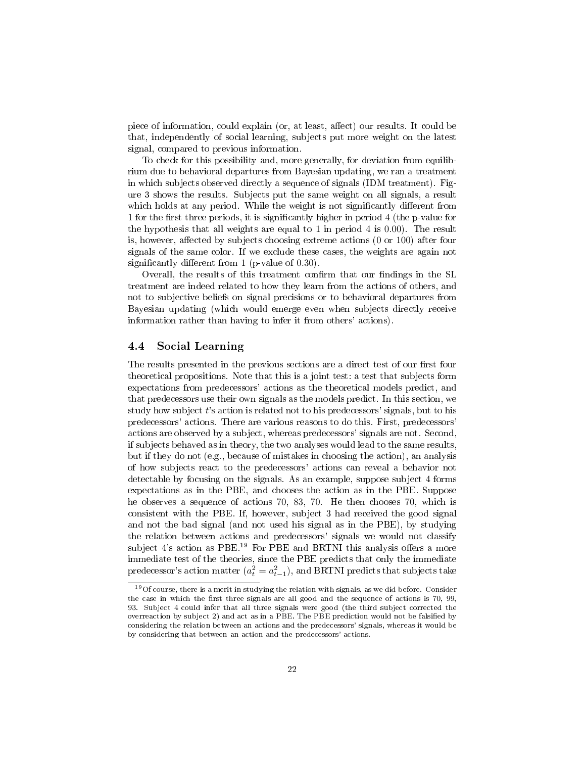piece of information, could explain (or, at least, affect) our results. It could be that, independently of social learning, subjects put more weight on the latest signal, compared to previous information.

To check for this possibility and, more generally, for deviation from equilibrium due to behavioral departures from Bayesian updating, we ran a treatment in which subjects observed directly a sequence of signals (IDM treatment). Figure 3 shows the results. Subjects put the same weight on all signals, a result which holds at any period. While the weight is not significantly different from 1 for the first three periods, it is significantly higher in period 4 (the p-value for the hypothesis that all weights are equal to 1 in period 4 is 0.00). The result is, however, affected by subjects choosing extreme actions (0 or 100) after four signals of the same color. If we exclude these cases, the weights are again not significantly different from 1 (p-value of 0.30).

Overall, the results of this treatment confirm that our findings in the SL treatment are indeed related to how they learn from the actions of others, and not to subjective beliefs on signal precisions or to behavioral departures from Bayesian updating (which would emerge even when subjects directly receive information rather than having to infer it from others' actions).

## 4.4 Social Learning

The results presented in the previous sections are a direct test of our first four theoretical propositions. Note that this is a joint test: a test that subjects form expectations from predecessors' actions as the theoretical models predict, and that predecessors use their own signals as the models predict. In this section, we study how subject $t$'s action is related not to his predecessors' signals, but to his predecessors' actions. There are various reasons to do this. First, predecessors' actions are observed by a subject, whereas predecessors' signals are not. Second, if subjects behaved as in theory, the two analyses would lead to the same results, but if they do not (e.g., because of mistakes in choosing the action), an analysis of how subjects react to the predecessors' actions can reveal a behavior not detectable by focusing on the signals. As an example, suppose subject 4 forms expectations as in the PBE, and chooses the action as in the PBE. Suppose he observes a sequence of actions 70, 83, 70. He then chooses 70, which is consistent with the PBE. If, however, subject 3 had received the good signal and not the bad signal (and not used his signal as in the PBE), by studying the relation between actions and predecessors' signals we would not classify subject 4's action as PBE.[19] For PBE and BRTNI this analysis offers a more immediate test of the theories, since the PBE predicts that only the immediate predecessor's action matter ($a_t^2 = a_{t-1}^2$), and BRTNI predicts that subjects take

[19] Of course, there is a merit in studying the relation with signals, as we did before. Consider the case in which the first three signals are all good and the sequence of actions is 70, 99, 93. Subject 4 could infer that all three signals were good (the third subject corrected the overreaction by subject 2) and act as in a PBE. The PBE prediction would not be falsified by considering the relation between an actions and the predecessors' signals, whereas it would be by considering that between an action and the predecessors' actions.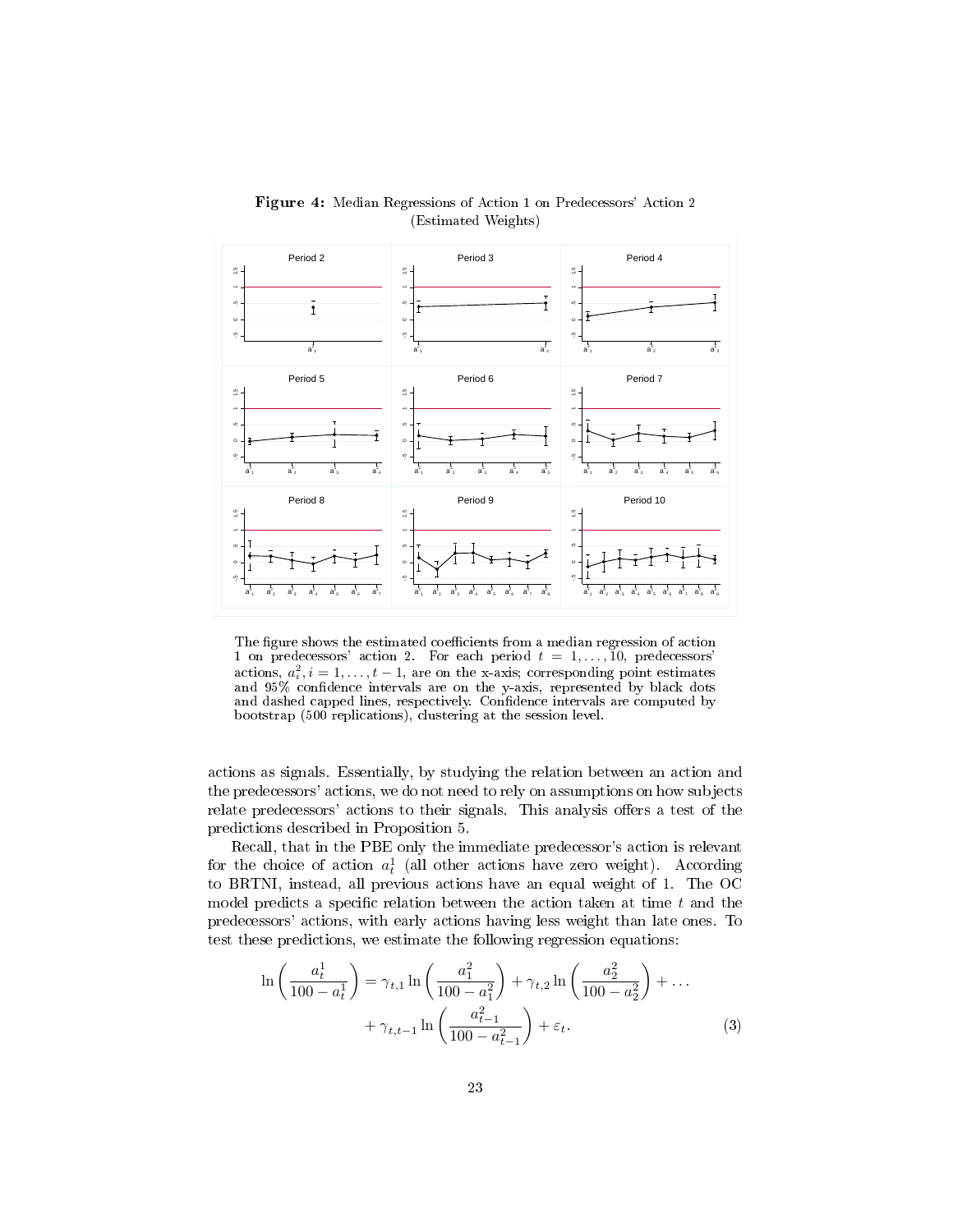**Figure 4:** Median Regressions of Action 1 on Predecessors' Action 2 (Estimated Weights)

The figure shows the estimated coefficients from a median regression of action 1 on predecessors' action 2. For each period $t = 1, \ldots, 10$, predecessors' actions, $a_i^2, i = 1, \ldots, t-1$, are on the x-axis; corresponding point estimates and 95% confidence intervals are on the y-axis, represented by black dots and dashed capped lines, respectively. Confidence intervals are computed by bootstrap (500 replications), clustering at the session level.

actions as signals. Essentially, by studying the relation between an action and the predecessors' actions, we do not need to rely on assumptions on how subjects relate predecessors' actions to their signals. This analysis offers a test of the predictions described in Proposition 5.

Recall, that in the PBE only the immediate predecessor's action is relevant for the choice of action $a_t^1$ (all other actions have zero weight). According to BRTNI, instead, all previous actions have an equal weight of 1. The OC model predicts a specific relation between the action taken at time $t$ and the predecessors' actions, with early actions having less weight than late ones. To test these predictions, we estimate the following regression equations:

$$
\ln\left(\frac{a_t^1}{100 - a_t^1}\right) = \gamma_{t,1} \ln\left(\frac{a_1^2}{100 - a_1^2}\right) + \gamma_{t,2} \ln\left(\frac{a_2^2}{100 - a_2^2}\right) + \ldots + \gamma_{t,t-1} \ln\left(\frac{a_{t-1}^2}{100 - a_{t-1}^2}\right) + \varepsilon_t. \quad (3)
$$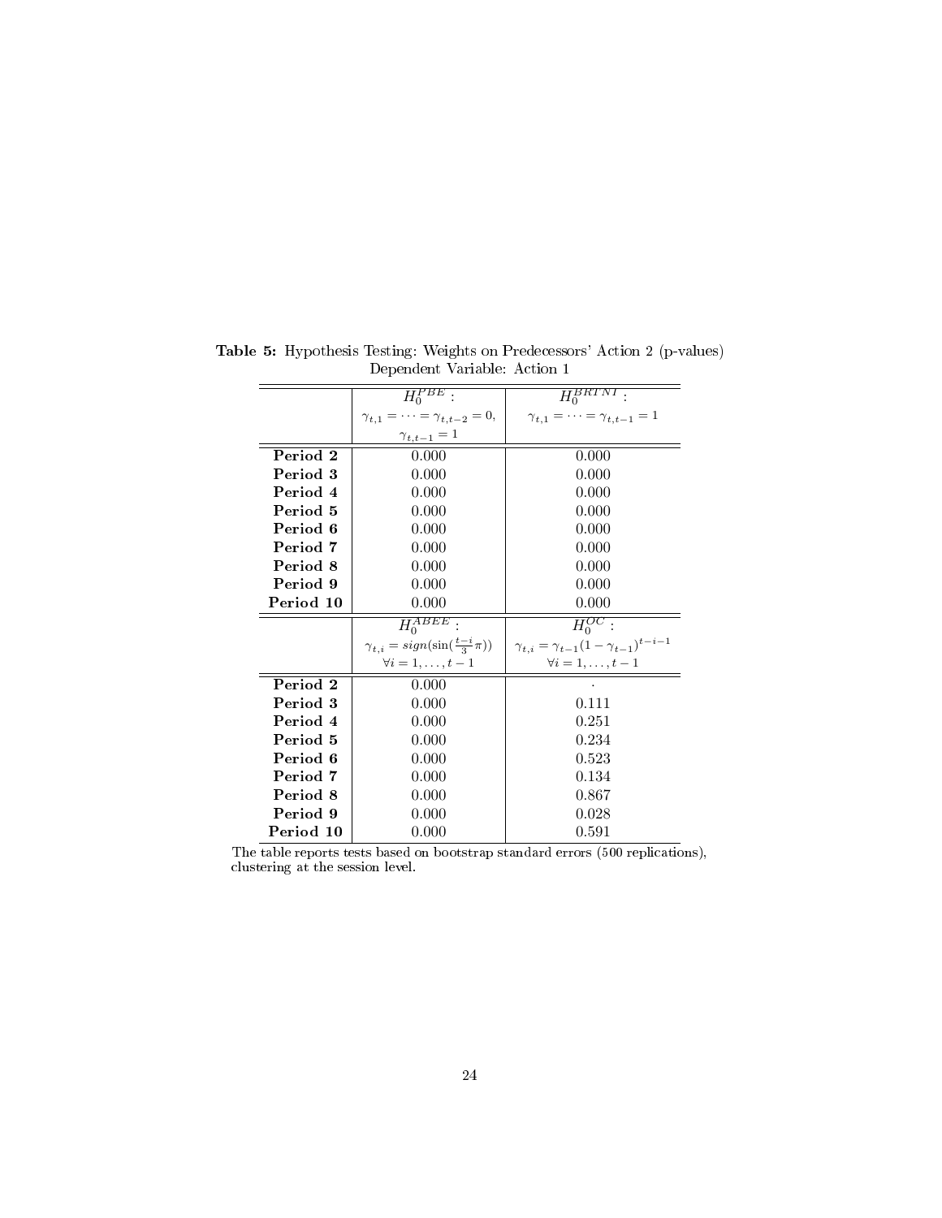**Table 5:** Hypothesis Testing: Weights on Predecessors' Action 2 (p-values)
Dependent Variable: Action 1

| | $H_0^{PBE}$ : $\gamma_{t,1} = \cdots = \gamma_{t,t-2} = 0$, $\gamma_{t,t-1} = 1$ | $H_0^{BRTNI}$ : $\gamma_{t,1} = \cdots = \gamma_{t,t-1} = 1$ |
|---|---|---|
| **Period 2** | 0.000 | 0.000 |
| **Period 3** | 0.000 | 0.000 |
| **Period 4** | 0.000 | 0.000 |
| **Period 5** | 0.000 | 0.000 |
| **Period 6** | 0.000 | 0.000 |
| **Period 7** | 0.000 | 0.000 |
| **Period 8** | 0.000 | 0.000 |
| **Period 9** | 0.000 | 0.000 |
| **Period 10** | 0.000 | 0.000 |
| | $H_0^{ABEE}$ : $\gamma_{t,i} = sign(\sin(\frac{t-i}{3}\pi))$ $\forall i = 1, \ldots, t-1$ | $H_0^{OC}$ : $\gamma_{t,i} = \gamma_{t-1}(1-\gamma_{t-1})^{t-i-1}$ $\forall i = 1, \ldots, t-1$ |
| **Period 2** | 0.000 | . |
| **Period 3** | 0.000 | 0.111 |
| **Period 4** | 0.000 | 0.251 |
| **Period 5** | 0.000 | 0.234 |
| **Period 6** | 0.000 | 0.523 |
| **Period 7** | 0.000 | 0.134 |
| **Period 8** | 0.000 | 0.867 |
| **Period 9** | 0.000 | 0.028 |
| **Period 10** | 0.000 | 0.591 |

The table reports tests based on bootstrap standard errors (500 replications), clustering at the session level.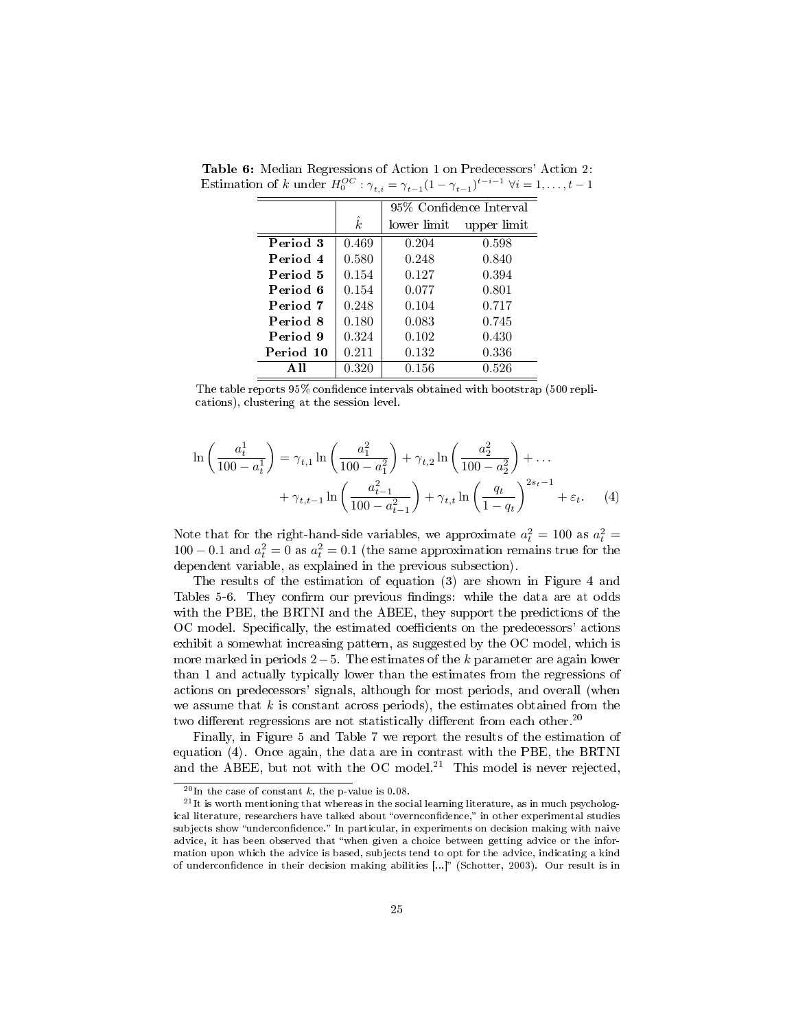**Table 6:** Median Regressions of Action 1 on Predecessors' Action 2: Estimation of $k$ under $H_0^{OC}: \gamma_{t,i} = \gamma_{t-1}(1-\gamma_{t-1})^{t-i-1} \; \forall i = 1, \ldots, t-1$

| | $\hat{k}$ | 95% Confidence Interval | |
|---|---|---|---|
| | | lower limit | upper limit |
| **Period 3** | 0.469 | 0.204 | 0.598 |
| **Period 4** | 0.580 | 0.248 | 0.840 |
| **Period 5** | 0.154 | 0.127 | 0.394 |
| **Period 6** | 0.154 | 0.077 | 0.801 |
| **Period 7** | 0.248 | 0.104 | 0.717 |
| **Period 8** | 0.180 | 0.083 | 0.745 |
| **Period 9** | 0.324 | 0.102 | 0.430 |
| **Period 10** | 0.211 | 0.132 | 0.336 |
| **All** | 0.320 | 0.156 | 0.526 |

The table reports 95% confidence intervals obtained with bootstrap (500 replications), clustering at the session level.

$$\ln\left(\frac{a_t^1}{100-a_t^1}\right) = \gamma_{t,1}\ln\left(\frac{a_1^2}{100-a_1^2}\right) + \gamma_{t,2}\ln\left(\frac{a_2^2}{100-a_2^2}\right) + \ldots + \gamma_{t,t-1}\ln\left(\frac{a_{t-1}^2}{100-a_{t-1}^2}\right) + \gamma_{t,t}\ln\left(\frac{q_t}{1-q_t}\right)^{2s_t-1} + \varepsilon_t. \quad (4)$$

Note that for the right-hand-side variables, we approximate $a_t^2 = 100$ as $a_t^2 = 100 - 0.1$ and $a_t^2 = 0$ as $a_t^2 = 0.1$ (the same approximation remains true for the dependent variable, as explained in the previous subsection).

The results of the estimation of equation (3) are shown in Figure 4 and Tables 5-6. They confirm our previous findings: while the data are at odds with the PBE, the BRTNI and the ABEE, they support the predictions of the OC model. Specifically, the estimated coefficients on the predecessors' actions exhibit a somewhat increasing pattern, as suggested by the OC model, which is more marked in periods $2-5$. The estimates of the $k$ parameter are again lower than 1 and actually typically lower than the estimates from the regressions of actions on predecessors' signals, although for most periods, and overall (when we assume that $k$ is constant across periods), the estimates obtained from the two different regressions are not statistically different from each other.[20]

Finally, in Figure 5 and Table 7 we report the results of the estimation of equation (4). Once again, the data are in contrast with the PBE, the BRTNI and the ABEE, but not with the OC model.[21] This model is never rejected,

[20] In the case of constant $k$, the p-value is 0.08.

[21] It is worth mentioning that whereas in the social learning literature, as in much psychological literature, researchers have talked about "overnconfidence," in other experimental studies subjects show "underconfidence." In particular, in experiments on decision making with naive advice, it has been observed that "when given a choice between getting advice or the information upon which the advice is based, subjects tend to opt for the advice, indicating a kind of underconfidence in their decision making abilities [...]" (Schotter, 2003). Our result is in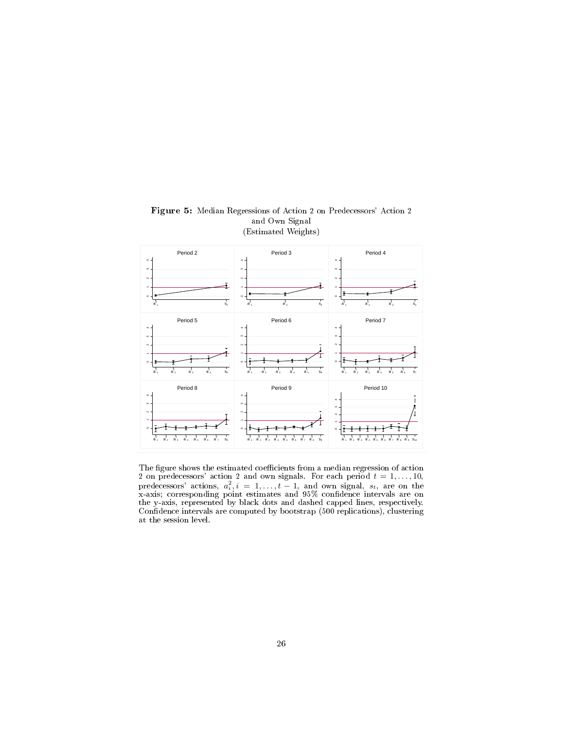**Figure 5:** Median Regressions of Action 2 on Predecessors' Action 2 and Own Signal
(Estimated Weights)

The figure shows the estimated coefficients from a median regression of action 2 on predecessors' action 2 and own signals. For each period $t = 1, \ldots, 10$, predecessors' actions, $a_i^2, i = 1, \ldots, t-1$, and own signal, $s_t$, are on the x-axis; corresponding point estimates and 95% confidence intervals are on the y-axis, represented by black dots and dashed capped lines, respectively. Confidence intervals are computed by bootstrap (500 replications), clustering at the session level.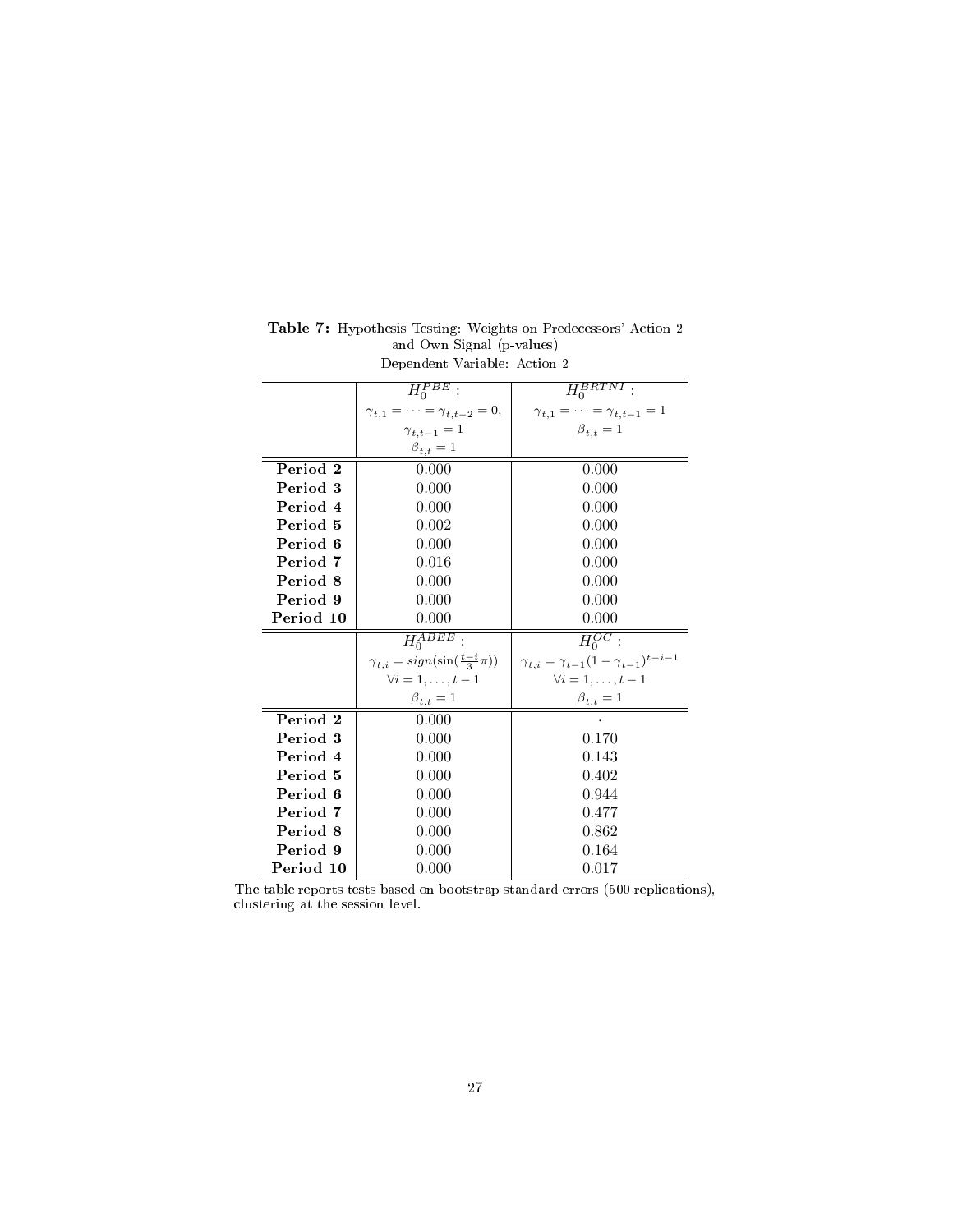**Table 7:** Hypothesis Testing: Weights on Predecessors' Action 2 and Own Signal (p-values)

Dependent Variable: Action 2

| | $H_0^{PBE}$: $\gamma_{t,1} = \cdots = \gamma_{t,t-2} = 0$, $\gamma_{t,t-1} = 1$, $\beta_{t,t} = 1$ | $H_0^{BRTNI}$: $\gamma_{t,1} = \cdots = \gamma_{t,t-1} = 1$, $\beta_{t,t} = 1$ |
|---|---|---|
| **Period 2** | 0.000 | 0.000 |
| **Period 3** | 0.000 | 0.000 |
| **Period 4** | 0.000 | 0.000 |
| **Period 5** | 0.002 | 0.000 |
| **Period 6** | 0.000 | 0.000 |
| **Period 7** | 0.016 | 0.000 |
| **Period 8** | 0.000 | 0.000 |
| **Period 9** | 0.000 | 0.000 |
| **Period 10** | 0.000 | 0.000 |
| | $H_0^{ABEE}$: $\gamma_{t,i} = sign(\sin(\frac{t-i}{3}\pi))$ $\forall i = 1, \ldots, t-1$, $\beta_{t,t} = 1$ | $H_0^{OC}$: $\gamma_{t,i} = \gamma_{t-1}(1-\gamma_{t-1})^{t-i-1}$ $\forall i = 1, \ldots, t-1$, $\beta_{t,t} = 1$ |
| **Period 2** | 0.000 | . |
| **Period 3** | 0.000 | 0.170 |
| **Period 4** | 0.000 | 0.143 |
| **Period 5** | 0.000 | 0.402 |
| **Period 6** | 0.000 | 0.944 |
| **Period 7** | 0.000 | 0.477 |
| **Period 8** | 0.000 | 0.862 |
| **Period 9** | 0.000 | 0.164 |
| **Period 10** | 0.000 | 0.017 |

The table reports tests based on bootstrap standard errors (500 replications), clustering at the session level.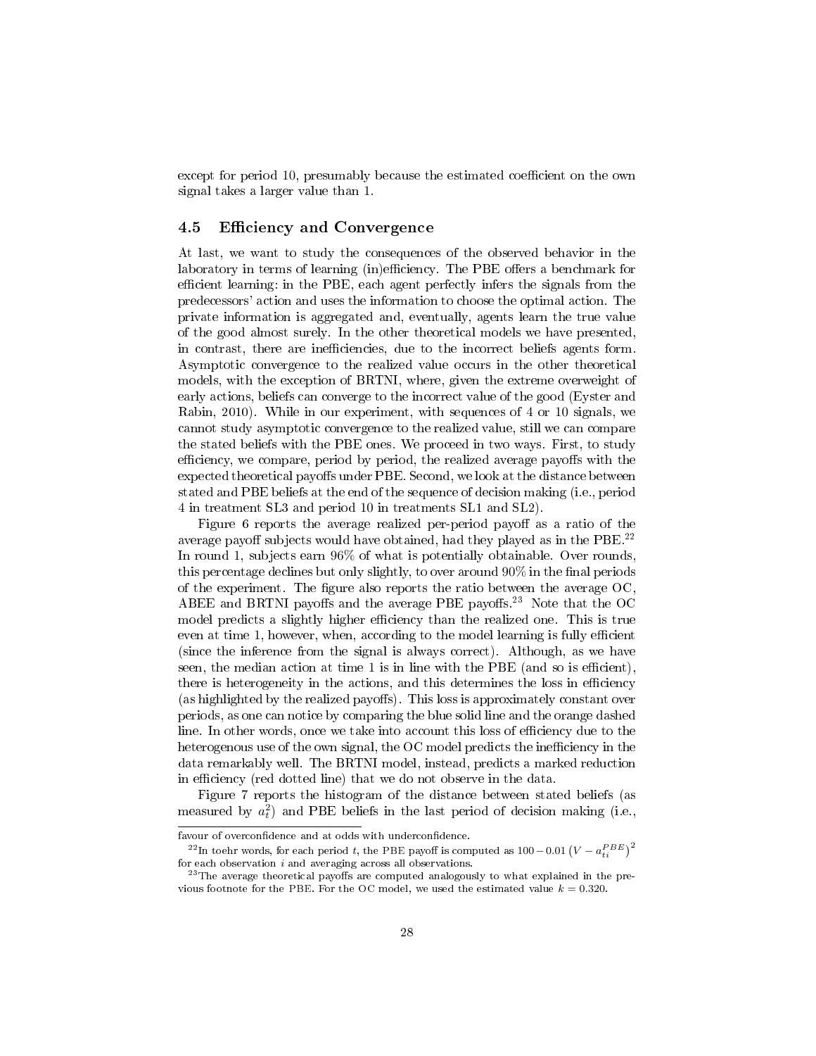except for period 10, presumably because the estimated coefficient on the own signal takes a larger value than 1.

### 4.5 Efficiency and Convergence

At last, we want to study the consequences of the observed behavior in the laboratory in terms of learning (in)efficiency. The PBE offers a benchmark for efficient learning: in the PBE, each agent perfectly infers the signals from the predecessors' action and uses the information to choose the optimal action. The private information is aggregated and, eventually, agents learn the true value of the good almost surely. In the other theoretical models we have presented, in contrast, there are inefficiencies, due to the incorrect beliefs agents form. Asymptotic convergence to the realized value occurs in the other theoretical models, with the exception of BRTNI, where, given the extreme overweight of early actions, beliefs can converge to the incorrect value of the good (Eyster and Rabin, 2010). While in our experiment, with sequences of 4 or 10 signals, we cannot study asymptotic convergence to the realized value, still we can compare the stated beliefs with the PBE ones. We proceed in two ways. First, to study efficiency, we compare, period by period, the realized average payoffs with the expected theoretical payoffs under PBE. Second, we look at the distance between stated and PBE beliefs at the end of the sequence of decision making (i.e., period 4 in treatment SL3 and period 10 in treatments SL1 and SL2).

Figure 6 reports the average realized per-period payoff as a ratio of the average payoff subjects would have obtained, had they played as in the PBE.[22] In round 1, subjects earn 96% of what is potentially obtainable. Over rounds, this percentage declines but only slightly, to over around 90% in the final periods of the experiment. The figure also reports the ratio between the average OC, ABEE and BRTNI payoffs and the average PBE payoffs.[23] Note that the OC model predicts a slightly higher efficiency than the realized one. This is true even at time 1, however, when, according to the model learning is fully efficient (since the inference from the signal is always correct). Although, as we have seen, the median action at time 1 is in line with the PBE (and so is efficient), there is heterogeneity in the actions, and this determines the loss in efficiency (as highlighted by the realized payoffs). This loss is approximately constant over periods, as one can notice by comparing the blue solid line and the orange dashed line. In other words, once we take into account this loss of efficiency due to the heterogenous use of the own signal, the OC model predicts the inefficiency in the data remarkably well. The BRTNI model, instead, predicts a marked reduction in efficiency (red dotted line) that we do not observe in the data.

Figure 7 reports the histogram of the distance between stated beliefs (as measured by $a_t^2$) and PBE beliefs in the last period of decision making (i.e.,

favour of overconfidence and at odds with underconfidence.

[22] In toehr words, for each period $t$, the PBE payoff is computed as $100 - 0.01\left(V - a_{ti}^{PBE}\right)^2$ for each observation $i$ and averaging across all observations.

[23] The average theoretical payoffs are computed analogously to what explained in the previous footnote for the PBE. For the OC model, we used the estimated value $k = 0.320$.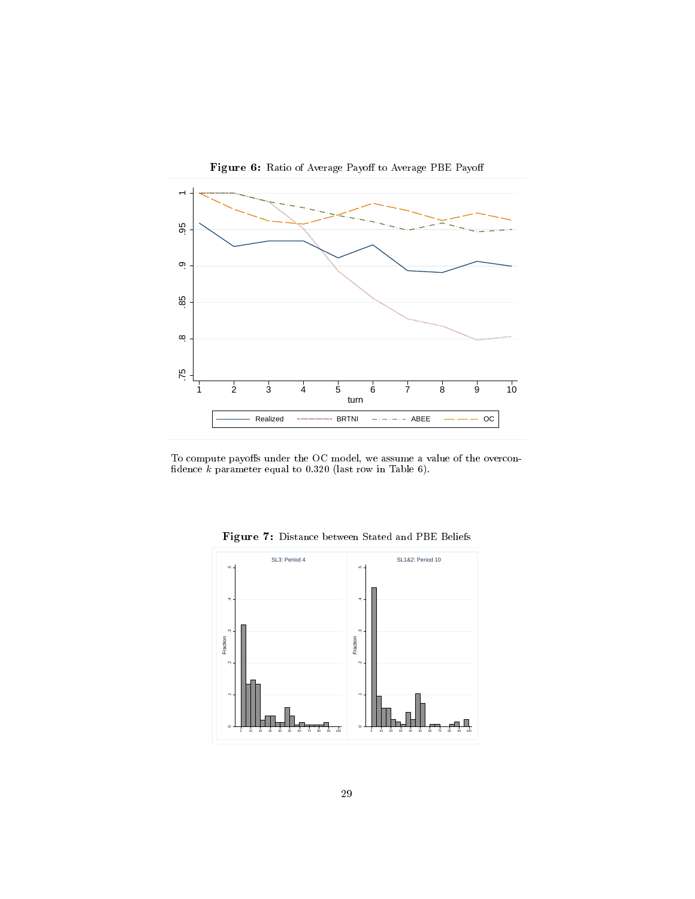**Figure 6:** Ratio of Average Payoff to Average PBE Payoff

To compute payoffs under the OC model, we assume a value of the overconfidence $k$ parameter equal to 0.320 (last row in Table 6).

**Figure 7:** Distance between Stated and PBE Beliefs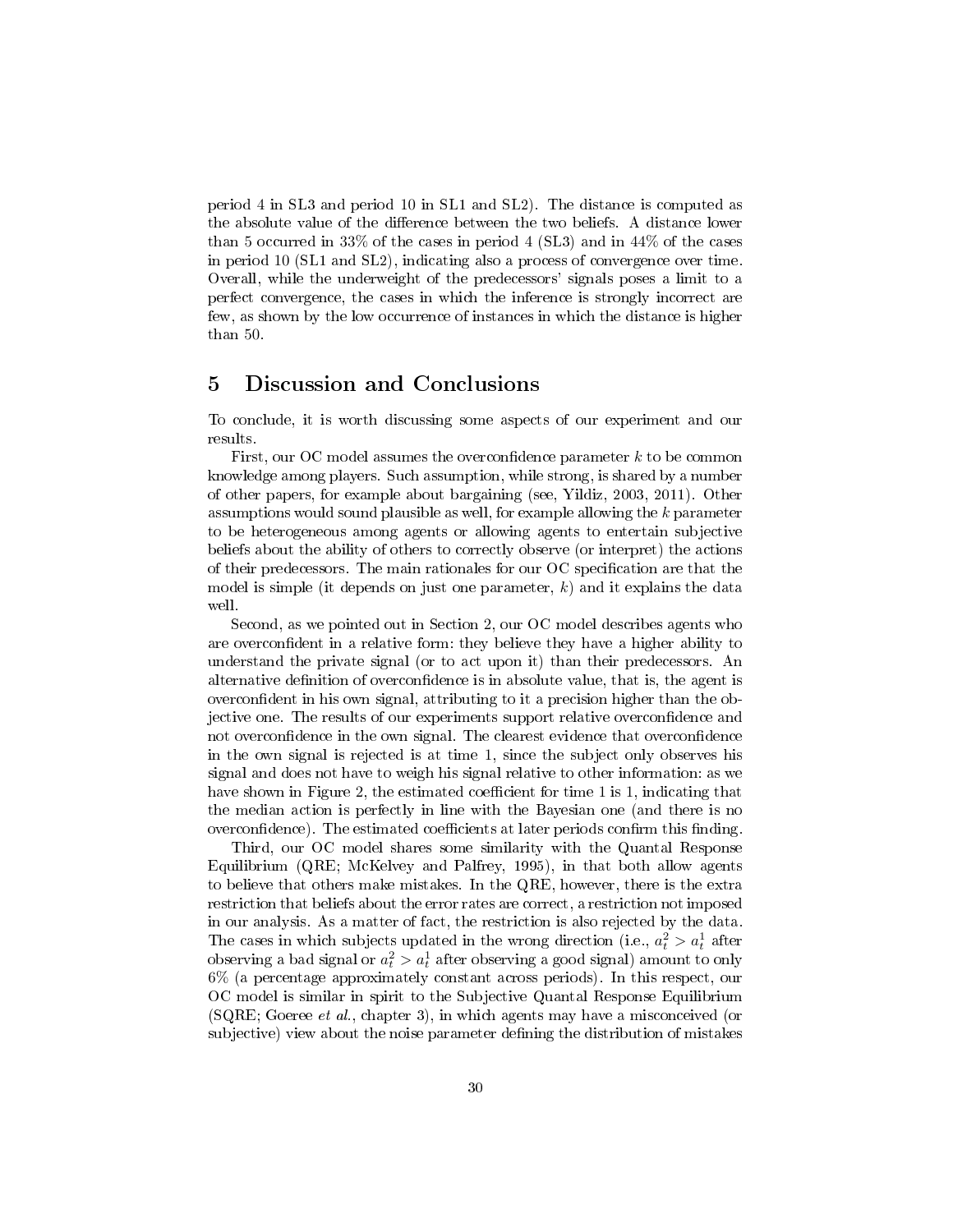period 4 in SL3 and period 10 in SL1 and SL2). The distance is computed as the absolute value of the difference between the two beliefs. A distance lower than 5 occurred in 33% of the cases in period 4 (SL3) and in 44% of the cases in period 10 (SL1 and SL2), indicating also a process of convergence over time. Overall, while the underweight of the predecessors' signals poses a limit to a perfect convergence, the cases in which the inference is strongly incorrect are few, as shown by the low occurrence of instances in which the distance is higher than 50.

# 5 Discussion and Conclusions

To conclude, it is worth discussing some aspects of our experiment and our results.

First, our OC model assumes the overconfidence parameter $k$ to be common knowledge among players. Such assumption, while strong, is shared by a number of other papers, for example about bargaining (see, Yildiz, 2003, 2011). Other assumptions would sound plausible as well, for example allowing the $k$ parameter to be heterogeneous among agents or allowing agents to entertain subjective beliefs about the ability of others to correctly observe (or interpret) the actions of their predecessors. The main rationales for our OC specification are that the model is simple (it depends on just one parameter, $k$) and it explains the data well.

Second, as we pointed out in Section 2, our OC model describes agents who are overconfident in a relative form: they believe they have a higher ability to understand the private signal (or to act upon it) than their predecessors. An alternative definition of overconfidence is in absolute value, that is, the agent is overconfident in his own signal, attributing to it a precision higher than the objective one. The results of our experiments support relative overconfidence and not overconfidence in the own signal. The clearest evidence that overconfidence in the own signal is rejected is at time 1, since the subject only observes his signal and does not have to weigh his signal relative to other information: as we have shown in Figure 2, the estimated coefficient for time 1 is 1, indicating that the median action is perfectly in line with the Bayesian one (and there is no overconfidence). The estimated coefficients at later periods confirm this finding.

Third, our OC model shares some similarity with the Quantal Response Equilibrium (QRE; McKelvey and Palfrey, 1995), in that both allow agents to believe that others make mistakes. In the QRE, however, there is the extra restriction that beliefs about the error rates are correct, a restriction not imposed in our analysis. As a matter of fact, the restriction is also rejected by the data. The cases in which subjects updated in the wrong direction (i.e., $a_t^2 > a_t^1$ after observing a bad signal or $a_t^2 > a_t^1$ after observing a good signal) amount to only 6% (a percentage approximately constant across periods). In this respect, our OC model is similar in spirit to the Subjective Quantal Response Equilibrium (SQRE; Goeree *et al.*, chapter 3), in which agents may have a misconceived (or subjective) view about the noise parameter defining the distribution of mistakes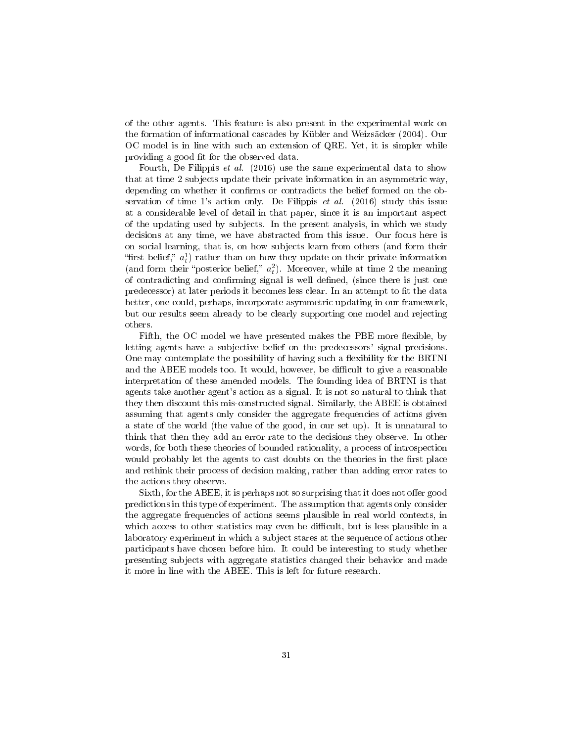of the other agents. This feature is also present in the experimental work on the formation of informational cascades by Kübler and Weizsäcker (2004). Our OC model is in line with such an extension of QRE. Yet, it is simpler while providing a good fit for the observed data.

Fourth, De Filippis *et al.* (2016) use the same experimental data to show that at time 2 subjects update their private information in an asymmetric way, depending on whether it confirms or contradicts the belief formed on the observation of time 1's action only. De Filippis *et al.* (2016) study this issue at a considerable level of detail in that paper, since it is an important aspect of the updating used by subjects. In the present analysis, in which we study decisions at any time, we have abstracted from this issue. Our focus here is on social learning, that is, on how subjects learn from others (and form their "first belief," $a_t^1$) rather than on how they update on their private information (and form their "posterior belief," $a_t^2$). Moreover, while at time 2 the meaning of contradicting and confirming signal is well defined, (since there is just one predecessor) at later periods it becomes less clear. In an attempt to fit the data better, one could, perhaps, incorporate asymmetric updating in our framework, but our results seem already to be clearly supporting one model and rejecting others.

Fifth, the OC model we have presented makes the PBE more flexible, by letting agents have a subjective belief on the predecessors' signal precisions. One may contemplate the possibility of having such a flexibility for the BRTNI and the ABEE models too. It would, however, be difficult to give a reasonable interpretation of these amended models. The founding idea of BRTNI is that agents take another agent's action as a signal. It is not so natural to think that they then discount this mis-constructed signal. Similarly, the ABEE is obtained assuming that agents only consider the aggregate frequencies of actions given a state of the world (the value of the good, in our set up). It is unnatural to think that then they add an error rate to the decisions they observe. In other words, for both these theories of bounded rationality, a process of introspection would probably let the agents to cast doubts on the theories in the first place and rethink their process of decision making, rather than adding error rates to the actions they observe.

Sixth, for the ABEE, it is perhaps not so surprising that it does not offer good predictions in this type of experiment. The assumption that agents only consider the aggregate frequencies of actions seems plausible in real world contexts, in which access to other statistics may even be difficult, but is less plausible in a laboratory experiment in which a subject stares at the sequence of actions other participants have chosen before him. It could be interesting to study whether presenting subjects with aggregate statistics changed their behavior and made it more in line with the ABEE. This is left for future research.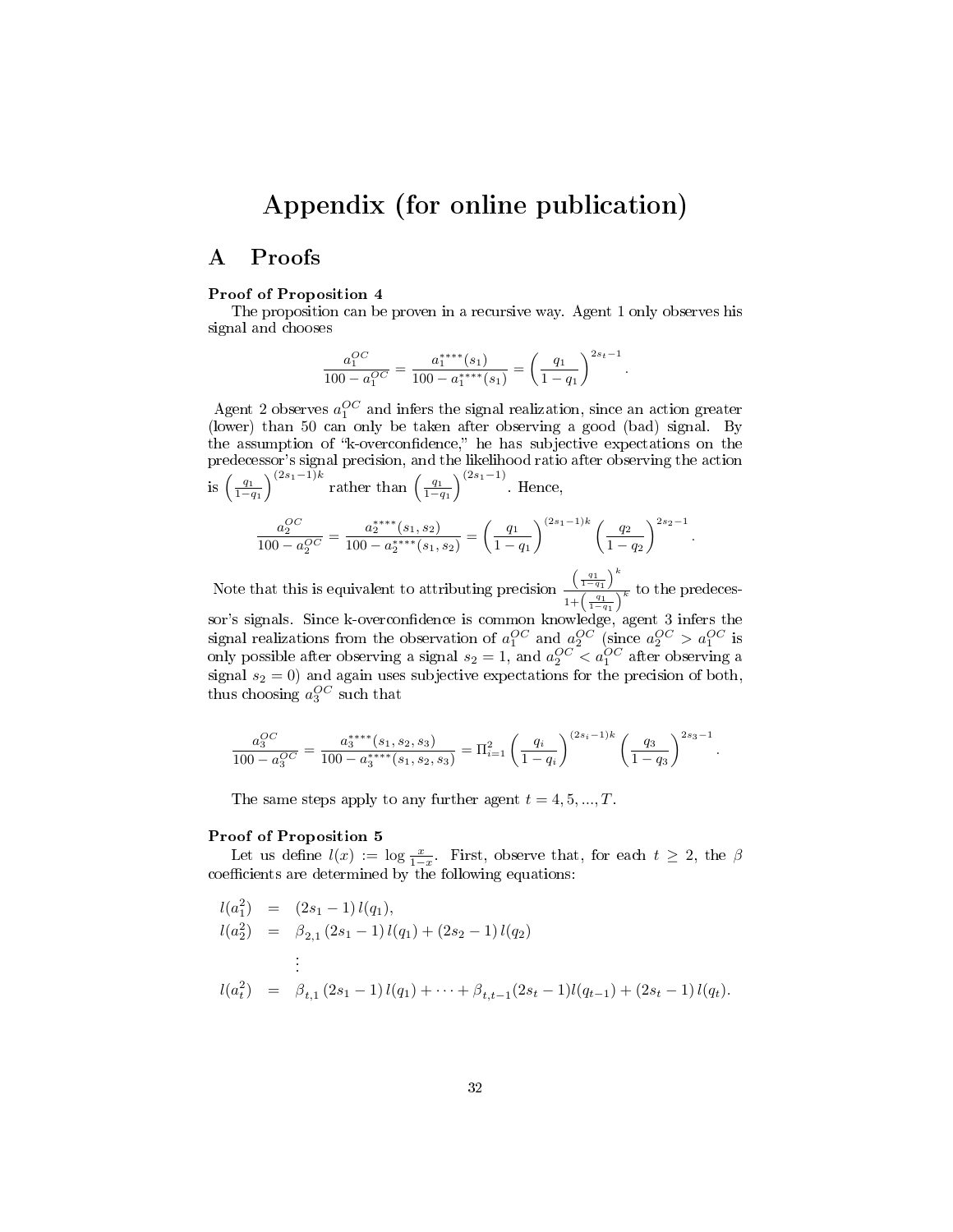# Appendix (for online publication)

## A Proofs

**Proof of Proposition 4**

The proposition can be proven in a recursive way. Agent 1 only observes his signal and chooses

$$\frac{a_1^{OC}}{100 - a_1^{OC}} = \frac{a_1^{****}(s_1)}{100 - a_1^{****}(s_1)} = \left(\frac{q_1}{1-q_1}\right)^{2s_t - 1}.$$

Agent 2 observes $a_1^{OC}$ and infers the signal realization, since an action greater (lower) than 50 can only be taken after observing a good (bad) signal. By the assumption of "k-overconfidence," he has subjective expectations on the predecessor's signal precision, and the likelihood ratio after observing the action is $\left(\frac{q_1}{1-q_1}\right)^{(2s_1-1)k}$ rather than $\left(\frac{q_1}{1-q_1}\right)^{(2s_1-1)}$. Hence,

$$\frac{a_2^{OC}}{100 - a_2^{OC}} = \frac{a_2^{****}(s_1, s_2)}{100 - a_2^{****}(s_1, s_2)} = \left(\frac{q_1}{1-q_1}\right)^{(2s_1-1)k} \left(\frac{q_2}{1-q_2}\right)^{2s_2 - 1}.$$

Note that this is equivalent to attributing precision $\frac{\left(\frac{q_1}{1-q_1}\right)^k}{1+\left(\frac{q_1}{1-q_1}\right)^k}$ to the predecessor's signals. Since k-overconfidence is common knowledge, agent 3 infers the signal realizations from the observation of $a_1^{OC}$ and $a_2^{OC}$ (since $a_2^{OC} > a_1^{OC}$ is only possible after observing a signal $s_2 = 1$, and $a_2^{OC} < a_1^{OC}$ after observing a signal $s_2 = 0$) and again uses subjective expectations for the precision of both, thus choosing $a_3^{OC}$ such that

$$\frac{a_3^{OC}}{100 - a_3^{OC}} = \frac{a_3^{****}(s_1, s_2, s_3)}{100 - a_3^{****}(s_1, s_2, s_3)} = \Pi_{i=1}^{2} \left(\frac{q_i}{1-q_i}\right)^{(2s_i-1)k} \left(\frac{q_3}{1-q_3}\right)^{2s_3 - 1}.$$

The same steps apply to any further agent $t = 4, 5, ..., T$.

**Proof of Proposition 5**

Let us define $l(x) := \log \frac{x}{1-x}$. First, observe that, for each $t \geq 2$, the $\beta$ coefficients are determined by the following equations:

$$\begin{aligned}
l(a_1^2) &= (2s_1 - 1)\, l(q_1), \\
l(a_2^2) &= \beta_{2,1}\, (2s_1 - 1)\, l(q_1) + (2s_2 - 1)\, l(q_2) \\
&\vdots \\
l(a_t^2) &= \beta_{t,1}\, (2s_1 - 1)\, l(q_1) + \cdots + \beta_{t,t-1} (2s_t - 1) l(q_{t-1}) + (2s_t - 1)\, l(q_t).
\end{aligned}$$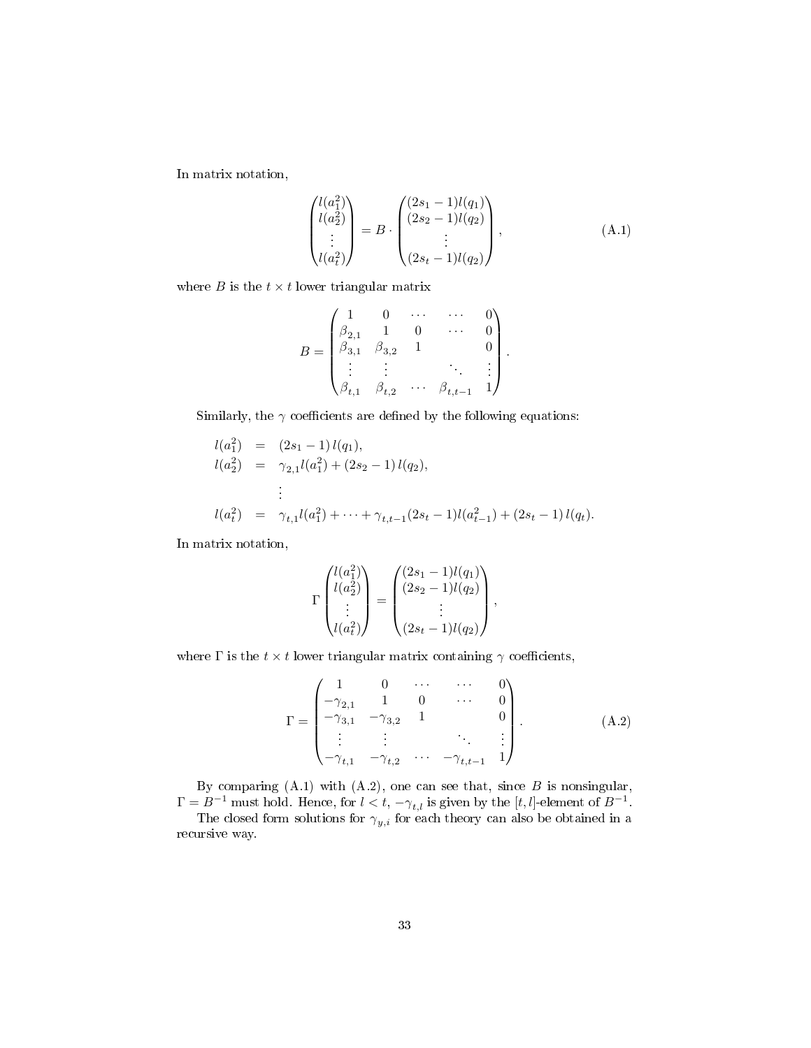In matrix notation,

$$\begin{pmatrix} l(a_1^2) \\ l(a_2^2) \\ \vdots \\ l(a_t^2) \end{pmatrix} = B \cdot \begin{pmatrix} (2s_1 - 1)l(q_1) \\ (2s_2 - 1)l(q_2) \\ \vdots \\ (2s_t - 1)l(q_2) \end{pmatrix}, \tag{A.1}$$

where $B$ is the $t \times t$ lower triangular matrix

$$B = \begin{pmatrix} 1 & 0 & \cdots & \cdots & 0 \\ \beta_{2,1} & 1 & 0 & \cdots & 0 \\ \beta_{3,1} & \beta_{3,2} & 1 & & 0 \\ \vdots & \vdots & & \ddots & \vdots \\ \beta_{t,1} & \beta_{t,2} & \cdots & \beta_{t,t-1} & 1 \end{pmatrix}.$$

Similarly, the $\gamma$ coefficients are defined by the following equations:

$$\begin{aligned} l(a_1^2) &= (2s_1 - 1)\, l(q_1), \\ l(a_2^2) &= \gamma_{2,1} l(a_1^2) + (2s_2 - 1)\, l(q_2), \\ &\vdots \\ l(a_t^2) &= \gamma_{t,1} l(a_1^2) + \cdots + \gamma_{t,t-1}(2s_t - 1) l(a_{t-1}^2) + (2s_t - 1)\, l(q_t). \end{aligned}$$

In matrix notation,

$$\Gamma \begin{pmatrix} l(a_1^2) \\ l(a_2^2) \\ \vdots \\ l(a_t^2) \end{pmatrix} = \begin{pmatrix} (2s_1 - 1)l(q_1) \\ (2s_2 - 1)l(q_2) \\ \vdots \\ (2s_t - 1)l(q_2) \end{pmatrix},$$

where $\Gamma$ is the $t \times t$ lower triangular matrix containing $\gamma$ coefficients,

$$\Gamma = \begin{pmatrix} 1 & 0 & \cdots & \cdots & 0 \\ -\gamma_{2,1} & 1 & 0 & \cdots & 0 \\ -\gamma_{3,1} & -\gamma_{3,2} & 1 & & 0 \\ \vdots & \vdots & & \ddots & \vdots \\ -\gamma_{t,1} & -\gamma_{t,2} & \cdots & -\gamma_{t,t-1} & 1 \end{pmatrix}. \tag{A.2}$$

By comparing (A.1) with (A.2), one can see that, since $B$ is nonsingular, $\Gamma = B^{-1}$ must hold. Hence, for $l < t$, $-\gamma_{t,l}$ is given by the $[t, l]$-element of $B^{-1}$.

The closed form solutions for $\gamma_{y,i}$ for each theory can also be obtained in a recursive way.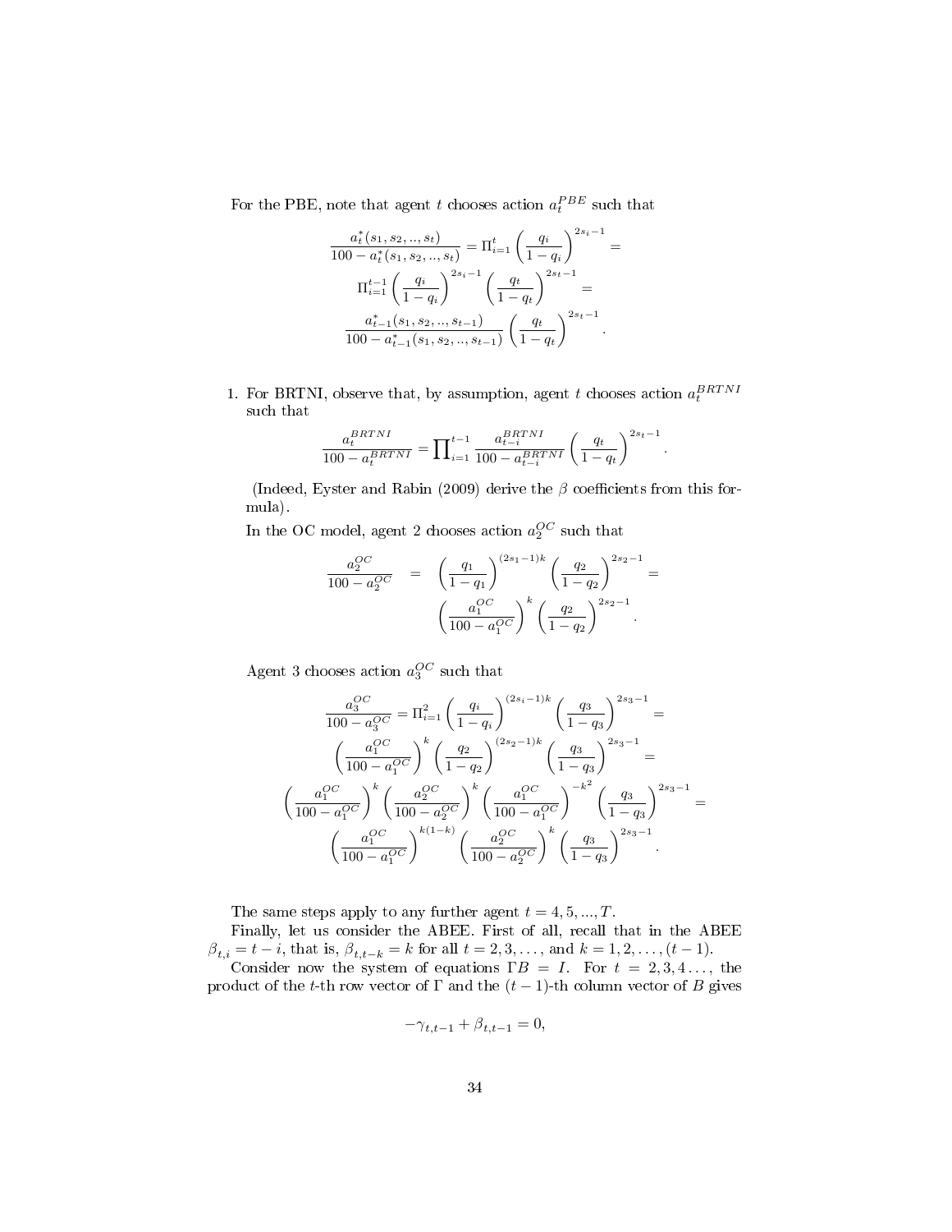For the PBE, note that agent $t$ chooses action $a_t^{PBE}$ such that

$$\frac{a_t^*(s_1, s_2, .., s_t)}{100 - a_t^*(s_1, s_2, .., s_t)} = \Pi_{i=1}^{t} \left(\frac{q_i}{1-q_i}\right)^{2s_i - 1} =$$
$$\Pi_{i=1}^{t-1} \left(\frac{q_i}{1-q_i}\right)^{2s_i - 1} \left(\frac{q_t}{1-q_t}\right)^{2s_t - 1} =$$
$$\frac{a_{t-1}^*(s_1, s_2, .., s_{t-1})}{100 - a_{t-1}^*(s_1, s_2, .., s_{t-1})} \left(\frac{q_t}{1-q_t}\right)^{2s_t - 1}.$$

1. For BRTNI, observe that, by assumption, agent $t$ chooses action $a_t^{BRTNI}$ such that

$$\frac{a_t^{BRTNI}}{100 - a_t^{BRTNI}} = \prod_{i=1}^{t-1} \frac{a_{t-i}^{BRTNI}}{100 - a_{t-i}^{BRTNI}} \left(\frac{q_t}{1-q_t}\right)^{2s_t - 1}.$$

(Indeed, Eyster and Rabin (2009) derive the $\beta$ coefficients from this formula).

In the OC model, agent 2 chooses action $a_2^{OC}$ such that

$$\frac{a_2^{OC}}{100 - a_2^{OC}} = \left(\frac{q_1}{1-q_1}\right)^{(2s_1-1)k} \left(\frac{q_2}{1-q_2}\right)^{2s_2 - 1} =$$
$$\left(\frac{a_1^{OC}}{100 - a_1^{OC}}\right)^{k} \left(\frac{q_2}{1-q_2}\right)^{2s_2 - 1}.$$

Agent 3 chooses action $a_3^{OC}$ such that

$$\frac{a_3^{OC}}{100 - a_3^{OC}} = \Pi_{i=1}^{2} \left(\frac{q_i}{1-q_i}\right)^{(2s_i-1)k} \left(\frac{q_3}{1-q_3}\right)^{2s_3 - 1} =$$
$$\left(\frac{a_1^{OC}}{100 - a_1^{OC}}\right)^{k} \left(\frac{q_2}{1-q_2}\right)^{(2s_2-1)k} \left(\frac{q_3}{1-q_3}\right)^{2s_3 - 1} =$$
$$\left(\frac{a_1^{OC}}{100 - a_1^{OC}}\right)^{k} \left(\frac{a_2^{OC}}{100 - a_2^{OC}}\right)^{k} \left(\frac{a_1^{OC}}{100 - a_1^{OC}}\right)^{-k^2} \left(\frac{q_3}{1-q_3}\right)^{2s_3 - 1} =$$
$$\left(\frac{a_1^{OC}}{100 - a_1^{OC}}\right)^{k(1-k)} \left(\frac{a_2^{OC}}{100 - a_2^{OC}}\right)^{k} \left(\frac{q_3}{1-q_3}\right)^{2s_3 - 1}.$$

The same steps apply to any further agent $t = 4, 5, ..., T$.

Finally, let us consider the ABEE. First of all, recall that in the ABEE $\beta_{t,i} = t - i$, that is, $\beta_{t,t-k} = k$ for all $t = 2, 3, \ldots,$ and $k = 1, 2, \ldots, (t-1)$.

Consider now the system of equations $\Gamma B = I$. For $t = 2, 3, 4 \ldots$, the product of the $t$-th row vector of $\Gamma$ and the $(t-1)$-th column vector of $B$ gives

$$-\gamma_{t,t-1} + \beta_{t,t-1} = 0,$$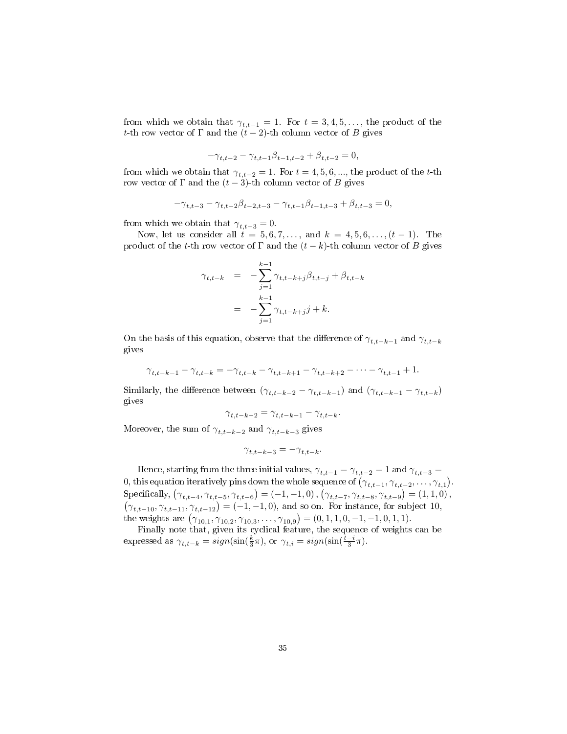from which we obtain that $\gamma_{t,t-1} = 1$. For $t = 3, 4, 5, \ldots$, the product of the $t$-th row vector of $\Gamma$ and the $(t-2)$-th column vector of $B$ gives

$$-\gamma_{t,t-2} - \gamma_{t,t-1}\beta_{t-1,t-2} + \beta_{t,t-2} = 0,$$

from which we obtain that $\gamma_{t,t-2} = 1$. For $t = 4, 5, 6, ...$, the product of the $t$-th row vector of $\Gamma$ and the $(t-3)$-th column vector of $B$ gives

$$-\gamma_{t,t-3} - \gamma_{t,t-2}\beta_{t-2,t-3} - \gamma_{t,t-1}\beta_{t-1,t-3} + \beta_{t,t-3} = 0,$$

from which we obtain that $\gamma_{t,t-3} = 0$.

Now, let us consider all $t = 5, 6, 7, \ldots$, and $k = 4, 5, 6, \ldots, (t-1)$. The product of the $t$-th row vector of $\Gamma$ and the $(t-k)$-th column vector of $B$ gives

$$\begin{aligned}
\gamma_{t,t-k} &= -\sum_{j=1}^{k-1} \gamma_{t,t-k+j}\beta_{t,t-j} + \beta_{t,t-k} \\
&= -\sum_{j=1}^{k-1} \gamma_{t,t-k+j}\, j + k.
\end{aligned}$$

On the basis of this equation, observe that the difference of $\gamma_{t,t-k-1}$ and $\gamma_{t,t-k}$ gives

$$\gamma_{t,t-k-1} - \gamma_{t,t-k} = -\gamma_{t,t-k} - \gamma_{t,t-k+1} - \gamma_{t,t-k+2} - \cdots - \gamma_{t,t-1} + 1.$$

Similarly, the difference between $(\gamma_{t,t-k-2} - \gamma_{t,t-k-1})$ and $(\gamma_{t,t-k-1} - \gamma_{t,t-k})$ gives

$$\gamma_{t,t-k-2} = \gamma_{t,t-k-1} - \gamma_{t,t-k}.$$

Moreover, the sum of $\gamma_{t,t-k-2}$ and $\gamma_{t,t-k-3}$ gives

$$\gamma_{t,t-k-3} = -\gamma_{t,t-k}.$$

Hence, starting from the three initial values, $\gamma_{t,t-1} = \gamma_{t,t-2} = 1$ and $\gamma_{t,t-3} = 0$, this equation iteratively pins down the whole sequence of $(\gamma_{t,t-1}, \gamma_{t,t-2}, \ldots, \gamma_{t,1})$. Specifically, $(\gamma_{t,t-4}, \gamma_{t,t-5}, \gamma_{t,t-6}) = (-1, -1, 0)$, $(\gamma_{t,t-7}, \gamma_{t,t-8}, \gamma_{t,t-9}) = (1, 1, 0)$, $(\gamma_{t,t-10}, \gamma_{t,t-11}, \gamma_{t,t-12}) = (-1, -1, 0)$, and so on. For instance, for subject 10, the weights are $(\gamma_{10,1}, \gamma_{10,2}, \gamma_{10,3}, \ldots, \gamma_{10,9}) = (0, 1, 1, 0, -1, -1, 0, 1, 1)$.

Finally note that, given its cyclical feature, the sequence of weights can be expressed as $\gamma_{t,t-k} = sign(\sin(\frac{k}{3}\pi)$, or $\gamma_{t,i} = sign(\sin(\frac{t-i}{3}\pi)$.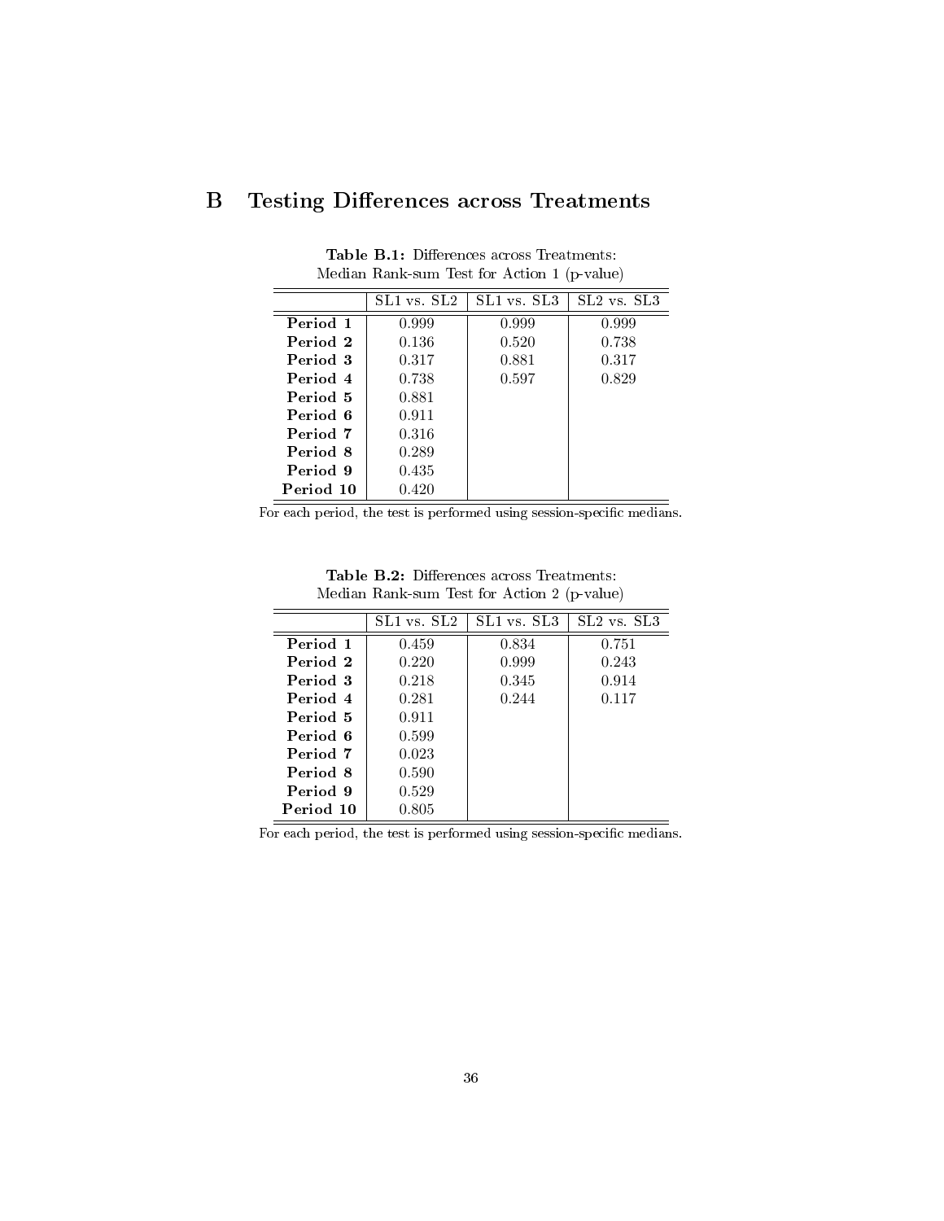# B Testing Differences across Treatments

**Table B.1:** Differences across Treatments:
Median Rank-sum Test for Action 1 (p-value)

| | SL1 vs. SL2 | SL1 vs. SL3 | SL2 vs. SL3 |
|---|---|---|---|
| **Period 1** | 0.999 | 0.999 | 0.999 |
| **Period 2** | 0.136 | 0.520 | 0.738 |
| **Period 3** | 0.317 | 0.881 | 0.317 |
| **Period 4** | 0.738 | 0.597 | 0.829 |
| **Period 5** | 0.881 | | |
| **Period 6** | 0.911 | | |
| **Period 7** | 0.316 | | |
| **Period 8** | 0.289 | | |
| **Period 9** | 0.435 | | |
| **Period 10** | 0.420 | | |

For each period, the test is performed using session-specific medians.

**Table B.2:** Differences across Treatments:
Median Rank-sum Test for Action 2 (p-value)

| | SL1 vs. SL2 | SL1 vs. SL3 | SL2 vs. SL3 |
|---|---|---|---|
| **Period 1** | 0.459 | 0.834 | 0.751 |
| **Period 2** | 0.220 | 0.999 | 0.243 |
| **Period 3** | 0.218 | 0.345 | 0.914 |
| **Period 4** | 0.281 | 0.244 | 0.117 |
| **Period 5** | 0.911 | | |
| **Period 6** | 0.599 | | |
| **Period 7** | 0.023 | | |
| **Period 8** | 0.590 | | |
| **Period 9** | 0.529 | | |
| **Period 10** | 0.805 | | |

For each period, the test is performed using session-specific medians.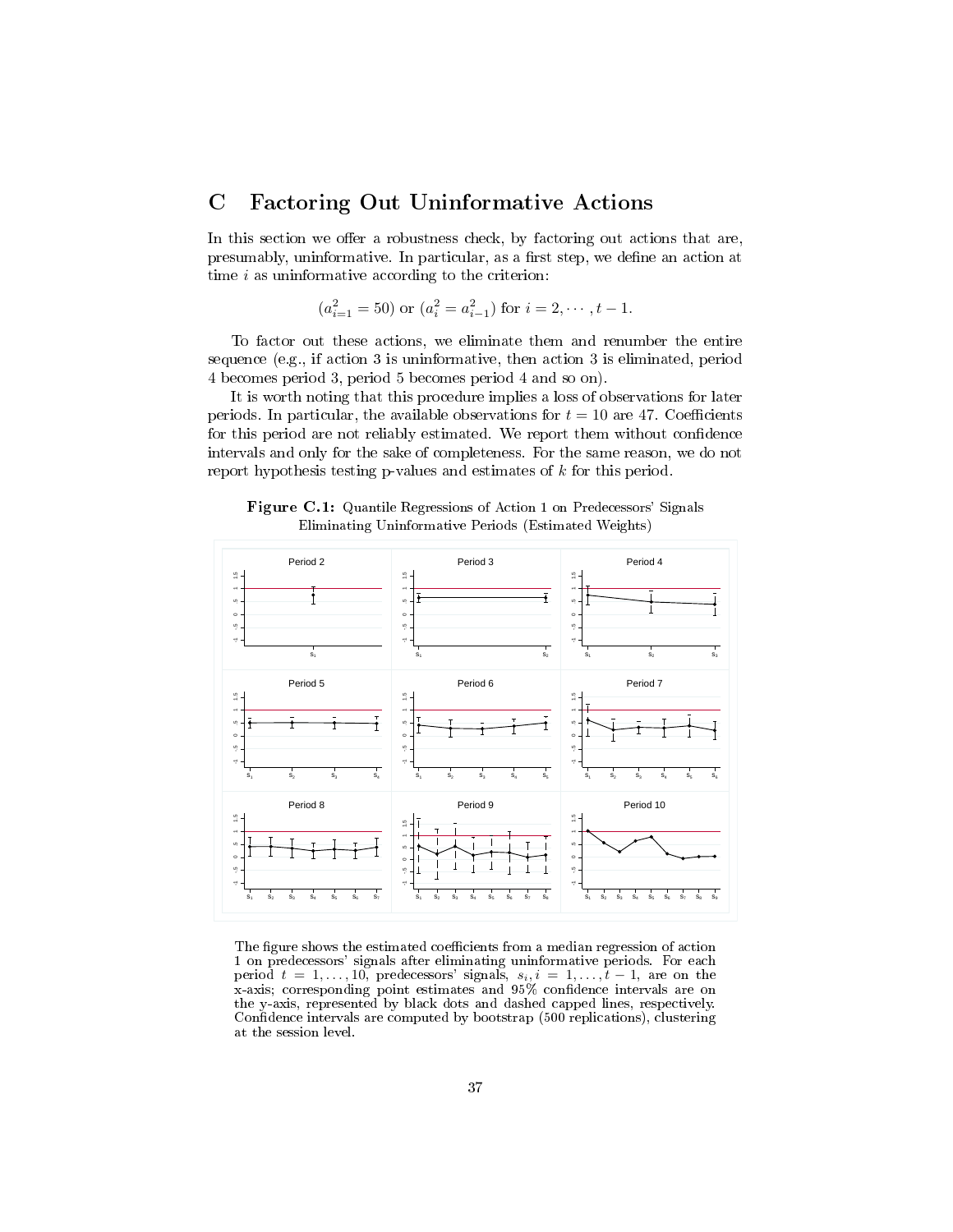# C Factoring Out Uninformative Actions

In this section we offer a robustness check, by factoring out actions that are, presumably, uninformative. In particular, as a first step, we define an action at time $i$ as uninformative according to the criterion:

$$(a^2_{i=1} = 50) \text{ or } (a^2_i = a^2_{i-1}) \text{ for } i = 2, \cdots, t-1.$$

To factor out these actions, we eliminate them and renumber the entire sequence (e.g., if action 3 is uninformative, then action 3 is eliminated, period 4 becomes period 3, period 5 becomes period 4 and so on).

It is worth noting that this procedure implies a loss of observations for later periods. In particular, the available observations for $t = 10$ are 47. Coefficients for this period are not reliably estimated. We report them without confidence intervals and only for the sake of completeness. For the same reason, we do not report hypothesis testing p-values and estimates of $k$ for this period.

**Figure C.1:** Quantile Regressions of Action 1 on Predecessors' Signals Eliminating Uninformative Periods (Estimated Weights)

The figure shows the estimated coefficients from a median regression of action 1 on predecessors' signals after eliminating uninformative periods. For each period $t = 1, \ldots, 10$, predecessors' signals, $s_i, i = 1, \ldots, t-1$, are on the x-axis; corresponding point estimates and 95% confidence intervals are on the y-axis, represented by black dots and dashed capped lines, respectively. Confidence intervals are computed by bootstrap (500 replications), clustering at the session level.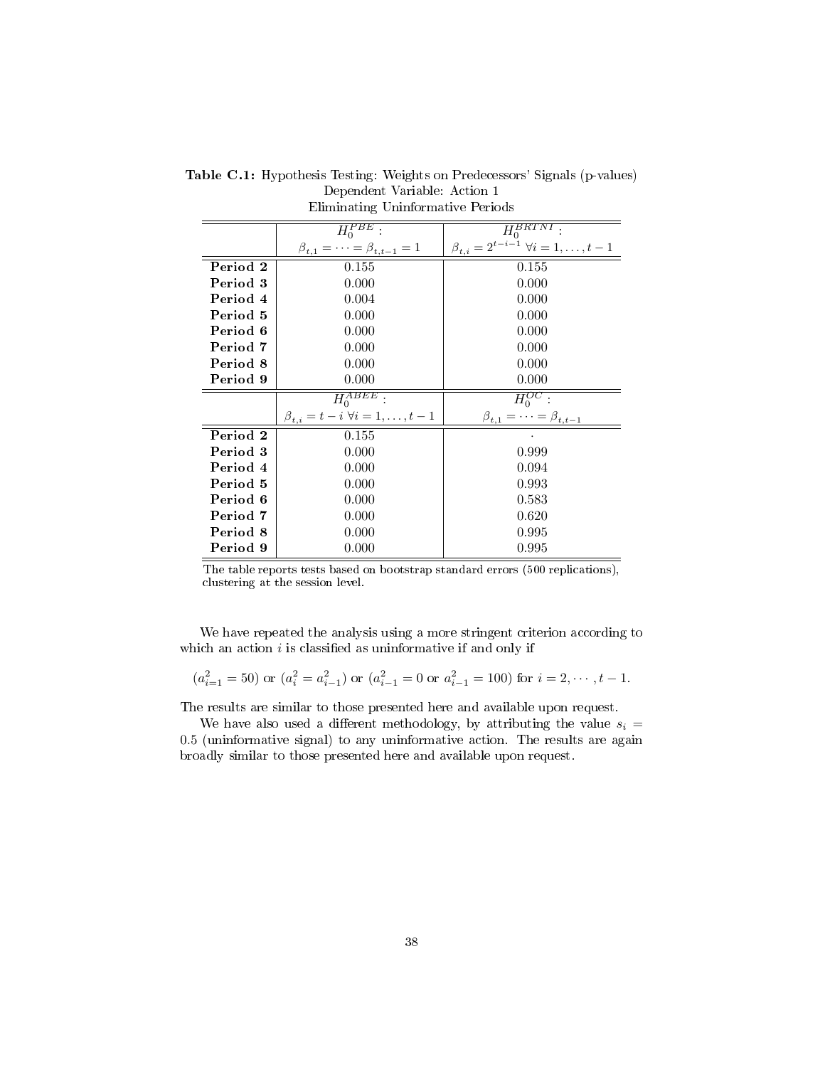**Table C.1:** Hypothesis Testing: Weights on Predecessors' Signals (p-values)
Dependent Variable: Action 1
Eliminating Uninformative Periods

| | $H_0^{PBE}$ : $\beta_{t,1} = \cdots = \beta_{t,t-1} = 1$ | $H_0^{BRTNI}$ : $\beta_{t,i} = 2^{t-i-1}\ \forall i = 1, \ldots, t-1$ |
|---|---|---|
| **Period 2** | 0.155 | 0.155 |
| **Period 3** | 0.000 | 0.000 |
| **Period 4** | 0.004 | 0.000 |
| **Period 5** | 0.000 | 0.000 |
| **Period 6** | 0.000 | 0.000 |
| **Period 7** | 0.000 | 0.000 |
| **Period 8** | 0.000 | 0.000 |
| **Period 9** | 0.000 | 0.000 |
| | $H_0^{ABEE}$ : $\beta_{t,i} = t - i\ \forall i = 1, \ldots, t-1$ | $H_0^{OC}$ : $\beta_{t,1} = \cdots = \beta_{t,t-1}$ |
| **Period 2** | 0.155 | . |
| **Period 3** | 0.000 | 0.999 |
| **Period 4** | 0.000 | 0.094 |
| **Period 5** | 0.000 | 0.993 |
| **Period 6** | 0.000 | 0.583 |
| **Period 7** | 0.000 | 0.620 |
| **Period 8** | 0.000 | 0.995 |
| **Period 9** | 0.000 | 0.995 |

The table reports tests based on bootstrap standard errors (500 replications), clustering at the session level.

We have repeated the analysis using a more stringent criterion according to which an action $i$ is classified as uninformative if and only if

$$(a^2_{i=1} = 50) \text{ or } (a^2_i = a^2_{i-1}) \text{ or } (a^2_{i-1} = 0 \text{ or } a^2_{i-1} = 100) \text{ for } i = 2, \cdots, t-1.$$

The results are similar to those presented here and available upon request.

We have also used a different methodology, by attributing the value $s_i = 0.5$ (uninformative signal) to any uninformative action. The results are again broadly similar to those presented here and available upon request.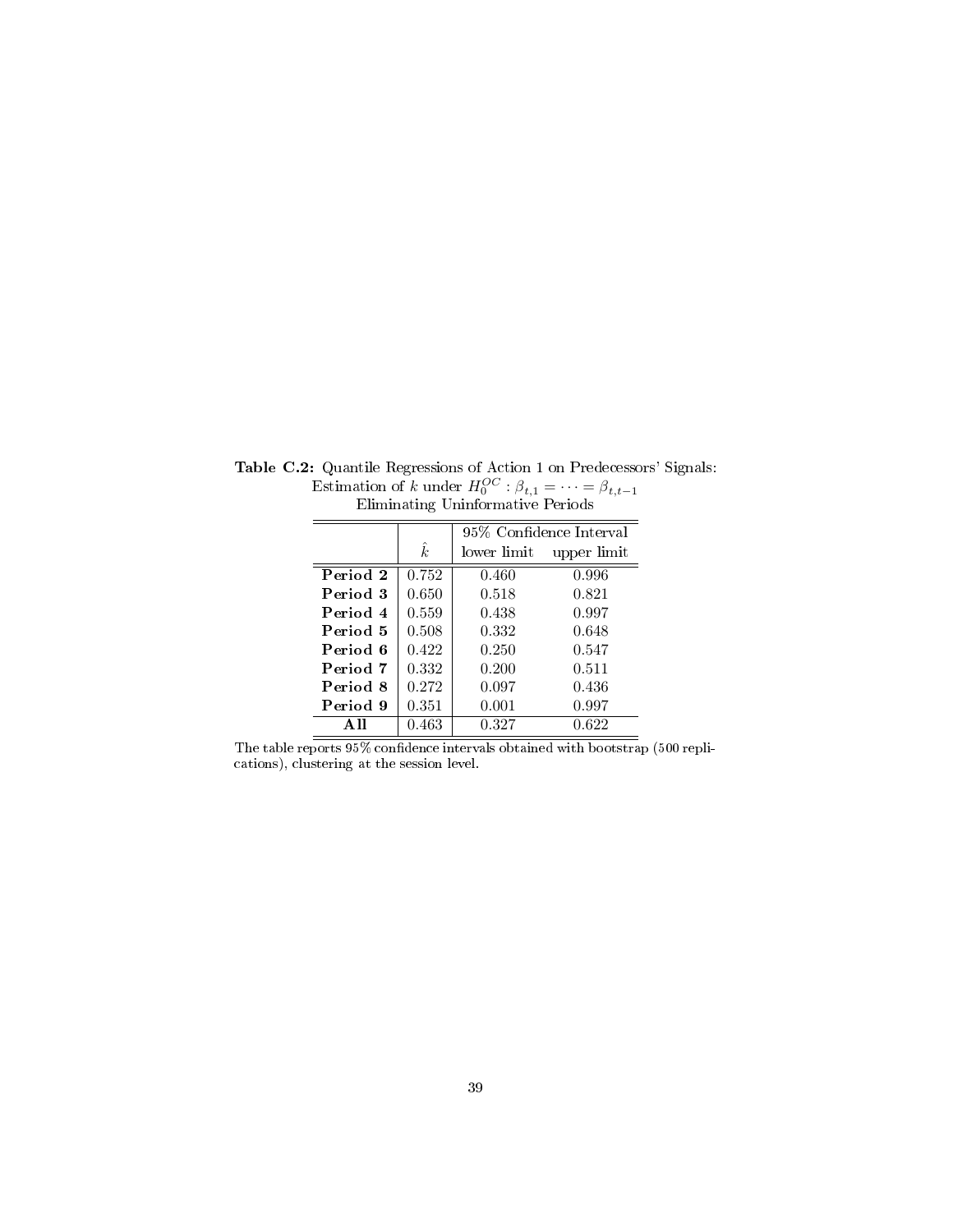**Table C.2:** Quantile Regressions of Action 1 on Predecessors' Signals: Estimation of $k$ under $H_0^{OC} : \beta_{t,1} = \cdots = \beta_{t,t-1}$ Eliminating Uninformative Periods

| | $\hat{k}$ | 95% Confidence Interval | |
|---|---|---|---|
| | | lower limit | upper limit |
| **Period 2** | 0.752 | 0.460 | 0.996 |
| **Period 3** | 0.650 | 0.518 | 0.821 |
| **Period 4** | 0.559 | 0.438 | 0.997 |
| **Period 5** | 0.508 | 0.332 | 0.648 |
| **Period 6** | 0.422 | 0.250 | 0.547 |
| **Period 7** | 0.332 | 0.200 | 0.511 |
| **Period 8** | 0.272 | 0.097 | 0.436 |
| **Period 9** | 0.351 | 0.001 | 0.997 |
| **All** | 0.463 | 0.327 | 0.622 |

The table reports 95% confidence intervals obtained with bootstrap (500 replications), clustering at the session level.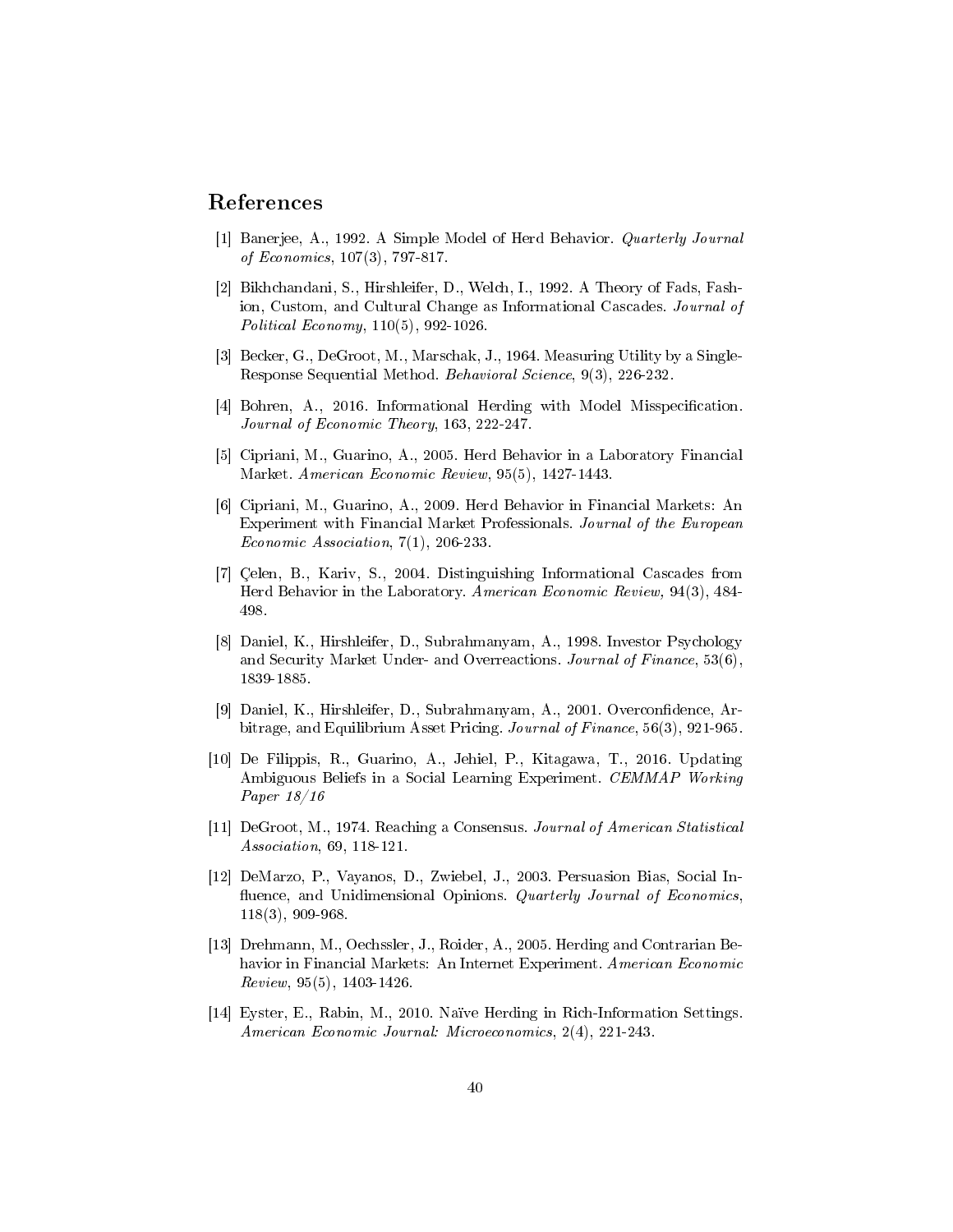## References

[1] Banerjee, A., 1992. A Simple Model of Herd Behavior. *Quarterly Journal of Economics*, 107(3), 797-817.

[2] Bikhchandani, S., Hirshleifer, D., Welch, I., 1992. A Theory of Fads, Fashion, Custom, and Cultural Change as Informational Cascades. *Journal of Political Economy*, 110(5), 992-1026.

[3] Becker, G., DeGroot, M., Marschak, J., 1964. Measuring Utility by a Single-Response Sequential Method. *Behavioral Science*, 9(3), 226-232.

[4] Bohren, A., 2016. Informational Herding with Model Misspecification. *Journal of Economic Theory*, 163, 222-247.

[5] Cipriani, M., Guarino, A., 2005. Herd Behavior in a Laboratory Financial Market. *American Economic Review*, 95(5), 1427-1443.

[6] Cipriani, M., Guarino, A., 2009. Herd Behavior in Financial Markets: An Experiment with Financial Market Professionals. *Journal of the European Economic Association*, 7(1), 206-233.

[7] Çelen, B., Kariv, S., 2004. Distinguishing Informational Cascades from Herd Behavior in the Laboratory. *American Economic Review,* 94(3), 484-498.

[8] Daniel, K., Hirshleifer, D., Subrahmanyam, A., 1998. Investor Psychology and Security Market Under- and Overreactions. *Journal of Finance*, 53(6), 1839-1885.

[9] Daniel, K., Hirshleifer, D., Subrahmanyam, A., 2001. Overconfidence, Arbitrage, and Equilibrium Asset Pricing. *Journal of Finance*, 56(3), 921-965.

[10] De Filippis, R., Guarino, A., Jehiel, P., Kitagawa, T., 2016. Updating Ambiguous Beliefs in a Social Learning Experiment. *CEMMAP Working Paper 18/16*

[11] DeGroot, M., 1974. Reaching a Consensus. *Journal of American Statistical Association*, 69, 118-121.

[12] DeMarzo, P., Vayanos, D., Zwiebel, J., 2003. Persuasion Bias, Social Influence, and Unidimensional Opinions. *Quarterly Journal of Economics*, 118(3), 909-968.

[13] Drehmann, M., Oechssler, J., Roider, A., 2005. Herding and Contrarian Behavior in Financial Markets: An Internet Experiment. *American Economic Review*, 95(5), 1403-1426.

[14] Eyster, E., Rabin, M., 2010. Naïve Herding in Rich-Information Settings. *American Economic Journal: Microeconomics*, 2(4), 221-243.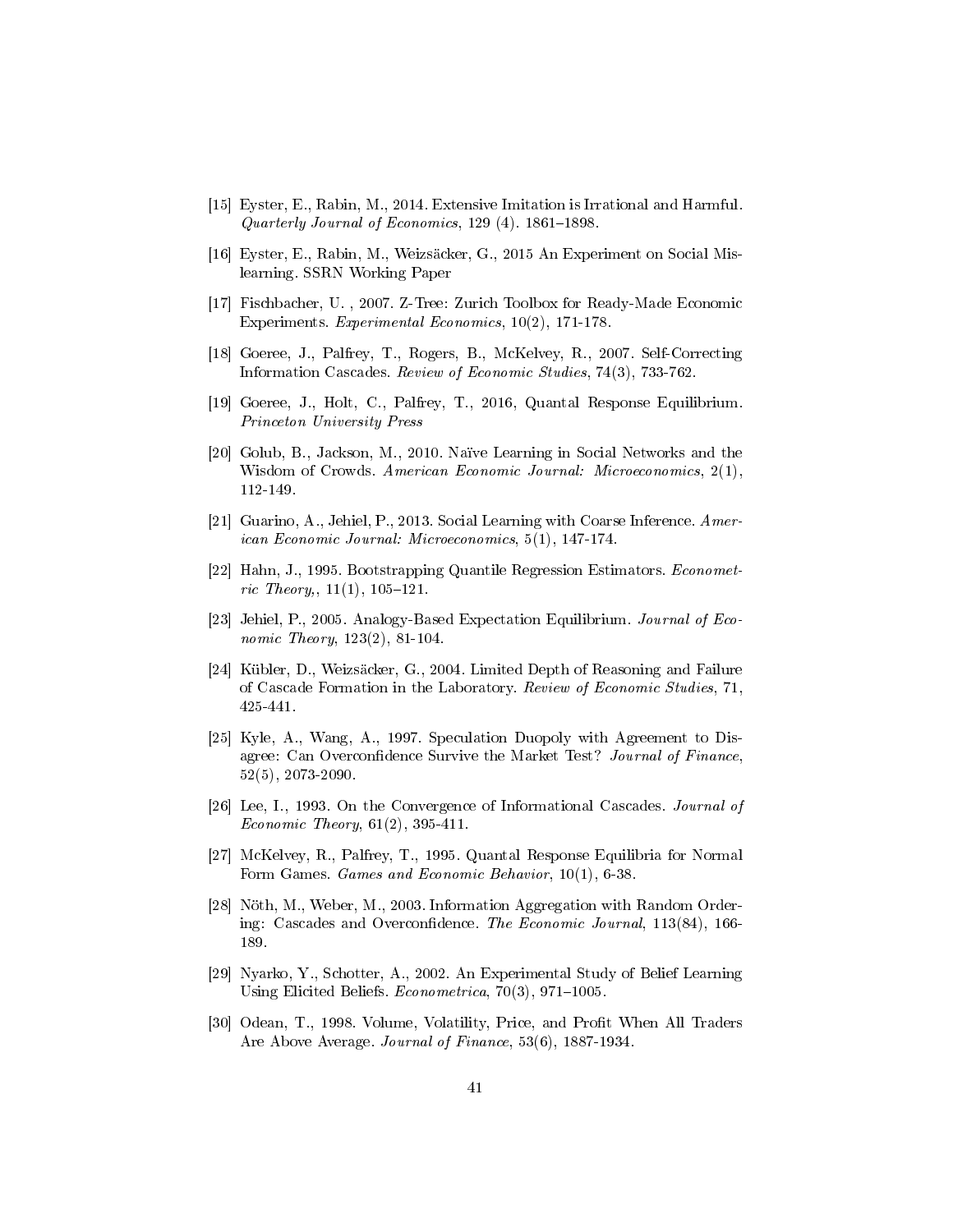[15] Eyster, E., Rabin, M., 2014. Extensive Imitation is Irrational and Harmful. *Quarterly Journal of Economics*, 129 (4). 1861–1898.

[16] Eyster, E., Rabin, M., Weizsäcker, G., 2015 An Experiment on Social Mislearning. SSRN Working Paper

[17] Fischbacher, U. , 2007. Z-Tree: Zurich Toolbox for Ready-Made Economic Experiments. *Experimental Economics*, 10(2), 171-178.

[18] Goeree, J., Palfrey, T., Rogers, B., McKelvey, R., 2007. Self-Correcting Information Cascades. *Review of Economic Studies*, 74(3), 733-762.

[19] Goeree, J., Holt, C., Palfrey, T., 2016, Quantal Response Equilibrium. *Princeton University Press*

[20] Golub, B., Jackson, M., 2010. Naïve Learning in Social Networks and the Wisdom of Crowds. *American Economic Journal: Microeconomics*, 2(1), 112-149.

[21] Guarino, A., Jehiel, P., 2013. Social Learning with Coarse Inference. *American Economic Journal: Microeconomics*, 5(1), 147-174.

[22] Hahn, J., 1995. Bootstrapping Quantile Regression Estimators. *Econometric Theory,*, 11(1), 105–121.

[23] Jehiel, P., 2005. Analogy-Based Expectation Equilibrium. *Journal of Economic Theory*, 123(2), 81-104.

[24] Kübler, D., Weizsäcker, G., 2004. Limited Depth of Reasoning and Failure of Cascade Formation in the Laboratory. *Review of Economic Studies*, 71, 425-441.

[25] Kyle, A., Wang, A., 1997. Speculation Duopoly with Agreement to Disagree: Can Overconfidence Survive the Market Test? *Journal of Finance*, 52(5), 2073-2090.

[26] Lee, I., 1993. On the Convergence of Informational Cascades. *Journal of Economic Theory*, 61(2), 395-411.

[27] McKelvey, R., Palfrey, T., 1995. Quantal Response Equilibria for Normal Form Games. *Games and Economic Behavior*, 10(1), 6-38.

[28] Nöth, M., Weber, M., 2003. Information Aggregation with Random Ordering: Cascades and Overconfidence. *The Economic Journal*, 113(84), 166-189.

[29] Nyarko, Y., Schotter, A., 2002. An Experimental Study of Belief Learning Using Elicited Beliefs. *Econometrica*, 70(3), 971–1005.

[30] Odean, T., 1998. Volume, Volatility, Price, and Profit When All Traders Are Above Average. *Journal of Finance*, 53(6), 1887-1934.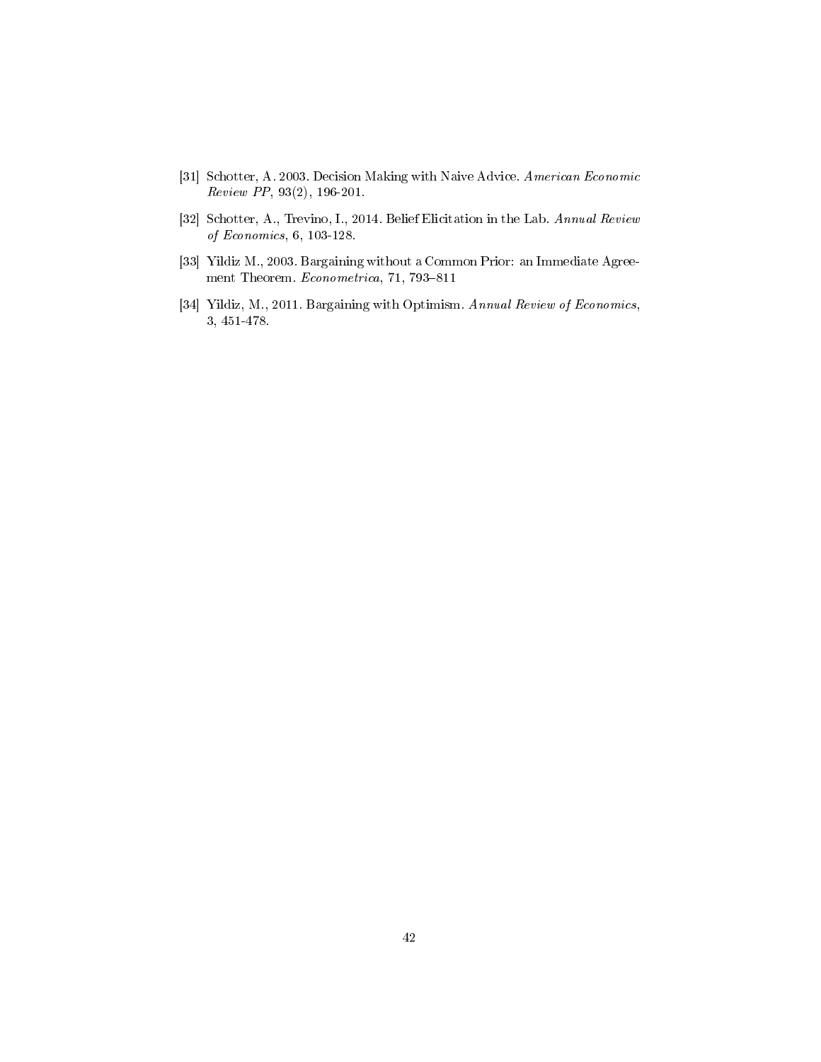[31] Schotter, A. 2003. Decision Making with Naive Advice. *American Economic Review PP*, 93(2), 196-201.

[32] Schotter, A., Trevino, I., 2014. Belief Elicitation in the Lab. *Annual Review of Economics*, 6, 103-128.

[33] Yildiz M., 2003. Bargaining without a Common Prior: an Immediate Agreement Theorem. *Econometrica*, 71, 793–811

[34] Yildiz, M., 2011. Bargaining with Optimism. *Annual Review of Economics*, 3, 451-478.